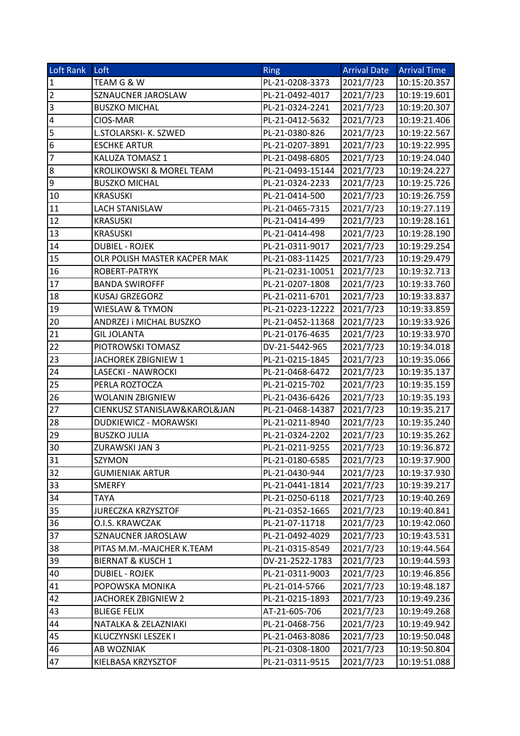| Loft Rank | Loft | Ring | Arrival Date | Arrival Time |
| --- | --- | --- | --- | --- |
| 1 | TEAM G & W | PL-21-0208-3373 | 2021/7/23 | 10:15:20.357 |
| 2 | SZNAUCNER JAROSLAW | PL-21-0492-4017 | 2021/7/23 | 10:19:19.601 |
| 3 | BUSZKO MICHAL | PL-21-0324-2241 | 2021/7/23 | 10:19:20.307 |
| 4 | CIOS-MAR | PL-21-0412-5632 | 2021/7/23 | 10:19:21.406 |
| 5 | L.STOLARSKI- K. SZWED | PL-21-0380-826 | 2021/7/23 | 10:19:22.567 |
| 6 | ESCHKE ARTUR | PL-21-0207-3891 | 2021/7/23 | 10:19:22.995 |
| 7 | KALUZA TOMASZ 1 | PL-21-0498-6805 | 2021/7/23 | 10:19:24.040 |
| 8 | KROLIKOWSKI & MOREL TEAM | PL-21-0493-15144 | 2021/7/23 | 10:19:24.227 |
| 9 | BUSZKO MICHAL | PL-21-0324-2233 | 2021/7/23 | 10:19:25.726 |
| 10 | KRASUSKI | PL-21-0414-500 | 2021/7/23 | 10:19:26.759 |
| 11 | LACH STANISLAW | PL-21-0465-7315 | 2021/7/23 | 10:19:27.119 |
| 12 | KRASUSKI | PL-21-0414-499 | 2021/7/23 | 10:19:28.161 |
| 13 | KRASUSKI | PL-21-0414-498 | 2021/7/23 | 10:19:28.190 |
| 14 | DUBIEL - ROJEK | PL-21-0311-9017 | 2021/7/23 | 10:19:29.254 |
| 15 | OLR POLISH MASTER KACPER MAK | PL-21-083-11425 | 2021/7/23 | 10:19:29.479 |
| 16 | ROBERT-PATRYK | PL-21-0231-10051 | 2021/7/23 | 10:19:32.713 |
| 17 | BANDA SWIROFFF | PL-21-0207-1808 | 2021/7/23 | 10:19:33.760 |
| 18 | KUSAJ GRZEGORZ | PL-21-0211-6701 | 2021/7/23 | 10:19:33.837 |
| 19 | WIESLAW & TYMON | PL-21-0223-12222 | 2021/7/23 | 10:19:33.859 |
| 20 | ANDRZEJ i MICHAL BUSZKO | PL-21-0452-11368 | 2021/7/23 | 10:19:33.926 |
| 21 | GIL JOLANTA | PL-21-0176-4635 | 2021/7/23 | 10:19:33.970 |
| 22 | PIOTROWSKI TOMASZ | DV-21-5442-965 | 2021/7/23 | 10:19:34.018 |
| 23 | JACHOREK ZBIGNIEW 1 | PL-21-0215-1845 | 2021/7/23 | 10:19:35.066 |
| 24 | LASECKI - NAWROCKI | PL-21-0468-6472 | 2021/7/23 | 10:19:35.137 |
| 25 | PERLA ROZTOCZA | PL-21-0215-702 | 2021/7/23 | 10:19:35.159 |
| 26 | WOLANIN ZBIGNIEW | PL-21-0436-6426 | 2021/7/23 | 10:19:35.193 |
| 27 | CIENKUSZ STANISLAW&KAROL&JAN | PL-21-0468-14387 | 2021/7/23 | 10:19:35.217 |
| 28 | DUDKIEWICZ - MORAWSKI | PL-21-0211-8940 | 2021/7/23 | 10:19:35.240 |
| 29 | BUSZKO JULIA | PL-21-0324-2202 | 2021/7/23 | 10:19:35.262 |
| 30 | ZURAWSKI JAN 3 | PL-21-0211-9255 | 2021/7/23 | 10:19:36.872 |
| 31 | SZYMON | PL-21-0180-6585 | 2021/7/23 | 10:19:37.900 |
| 32 | GUMIENIAK ARTUR | PL-21-0430-944 | 2021/7/23 | 10:19:37.930 |
| 33 | SMERFY | PL-21-0441-1814 | 2021/7/23 | 10:19:39.217 |
| 34 | TAYA | PL-21-0250-6118 | 2021/7/23 | 10:19:40.269 |
| 35 | JURECZKA KRZYSZTOF | PL-21-0352-1665 | 2021/7/23 | 10:19:40.841 |
| 36 | O.I.S. KRAWCZAK | PL-21-07-11718 | 2021/7/23 | 10:19:42.060 |
| 37 | SZNAUCNER JAROSLAW | PL-21-0492-4029 | 2021/7/23 | 10:19:43.531 |
| 38 | PITAS M.M.-MAJCHER K.TEAM | PL-21-0315-8549 | 2021/7/23 | 10:19:44.564 |
| 39 | BIERNAT & KUSCH 1 | DV-21-2522-1783 | 2021/7/23 | 10:19:44.593 |
| 40 | DUBIEL - ROJEK | PL-21-0311-9003 | 2021/7/23 | 10:19:46.856 |
| 41 | POPOWSKA MONIKA | PL-21-014-5766 | 2021/7/23 | 10:19:48.187 |
| 42 | JACHOREK ZBIGNIEW 2 | PL-21-0215-1893 | 2021/7/23 | 10:19:49.236 |
| 43 | BLIEGE FELIX | AT-21-605-706 | 2021/7/23 | 10:19:49.268 |
| 44 | NATALKA & ZELAZNIAKI | PL-21-0468-756 | 2021/7/23 | 10:19:49.942 |
| 45 | KLUCZYNSKI LESZEK I | PL-21-0463-8086 | 2021/7/23 | 10:19:50.048 |
| 46 | AB WOZNIAK | PL-21-0308-1800 | 2021/7/23 | 10:19:50.804 |
| 47 | KIELBASA KRZYSZTOF | PL-21-0311-9515 | 2021/7/23 | 10:19:51.088 |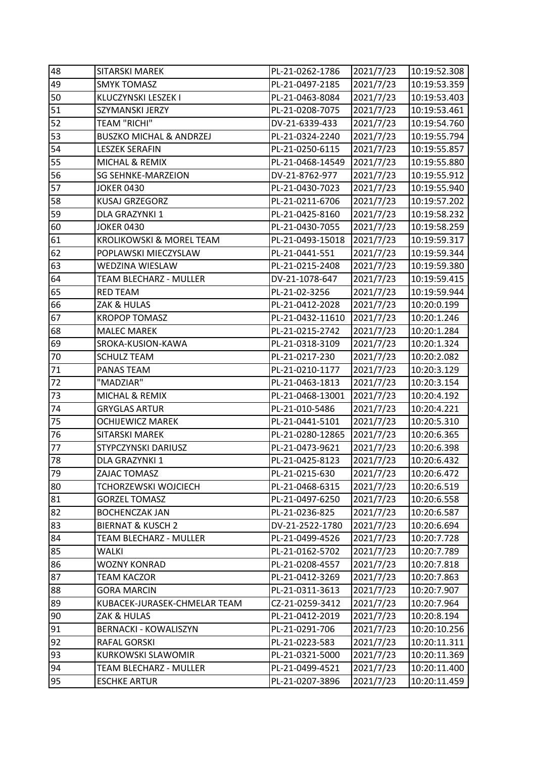| 48 | SITARSKI MAREK | PL-21-0262-1786 | 2021/7/23 | 10:19:52.308 |
|---|---|---|---|---|
| 49 | SMYK TOMASZ | PL-21-0497-2185 | 2021/7/23 | 10:19:53.359 |
| 50 | KLUCZYNSKI LESZEK I | PL-21-0463-8084 | 2021/7/23 | 10:19:53.403 |
| 51 | SZYMANSKI JERZY | PL-21-0208-7075 | 2021/7/23 | 10:19:53.461 |
| 52 | TEAM "RICHI" | DV-21-6339-433 | 2021/7/23 | 10:19:54.760 |
| 53 | BUSZKO MICHAL & ANDRZEJ | PL-21-0324-2240 | 2021/7/23 | 10:19:55.794 |
| 54 | LESZEK SERAFIN | PL-21-0250-6115 | 2021/7/23 | 10:19:55.857 |
| 55 | MICHAL & REMIX | PL-21-0468-14549 | 2021/7/23 | 10:19:55.880 |
| 56 | SG SEHNKE-MARZEION | DV-21-8762-977 | 2021/7/23 | 10:19:55.912 |
| 57 | JOKER 0430 | PL-21-0430-7023 | 2021/7/23 | 10:19:55.940 |
| 58 | KUSAJ GRZEGORZ | PL-21-0211-6706 | 2021/7/23 | 10:19:57.202 |
| 59 | DLA GRAZYNKI 1 | PL-21-0425-8160 | 2021/7/23 | 10:19:58.232 |
| 60 | JOKER 0430 | PL-21-0430-7055 | 2021/7/23 | 10:19:58.259 |
| 61 | KROLIKOWSKI & MOREL TEAM | PL-21-0493-15018 | 2021/7/23 | 10:19:59.317 |
| 62 | POPLAWSKI MIECZYSLAW | PL-21-0441-551 | 2021/7/23 | 10:19:59.344 |
| 63 | WEDZINA WIESLAW | PL-21-0215-2408 | 2021/7/23 | 10:19:59.380 |
| 64 | TEAM BLECHARZ - MULLER | DV-21-1078-647 | 2021/7/23 | 10:19:59.415 |
| 65 | RED TEAM | PL-21-02-3256 | 2021/7/23 | 10:19:59.944 |
| 66 | ZAK & HULAS | PL-21-0412-2028 | 2021/7/23 | 10:20:0.199 |
| 67 | KROPOP TOMASZ | PL-21-0432-11610 | 2021/7/23 | 10:20:1.246 |
| 68 | MALEC MAREK | PL-21-0215-2742 | 2021/7/23 | 10:20:1.284 |
| 69 | SROKA-KUSION-KAWA | PL-21-0318-3109 | 2021/7/23 | 10:20:1.324 |
| 70 | SCHULZ TEAM | PL-21-0217-230 | 2021/7/23 | 10:20:2.082 |
| 71 | PANAS TEAM | PL-21-0210-1177 | 2021/7/23 | 10:20:3.129 |
| 72 | "MADZIAR" | PL-21-0463-1813 | 2021/7/23 | 10:20:3.154 |
| 73 | MICHAL & REMIX | PL-21-0468-13001 | 2021/7/23 | 10:20:4.192 |
| 74 | GRYGLAS ARTUR | PL-21-010-5486 | 2021/7/23 | 10:20:4.221 |
| 75 | OCHIJEWICZ MAREK | PL-21-0441-5101 | 2021/7/23 | 10:20:5.310 |
| 76 | SITARSKI MAREK | PL-21-0280-12865 | 2021/7/23 | 10:20:6.365 |
| 77 | STYPCZYNSKI DARIUSZ | PL-21-0473-9621 | 2021/7/23 | 10:20:6.398 |
| 78 | DLA GRAZYNKI 1 | PL-21-0425-8123 | 2021/7/23 | 10:20:6.432 |
| 79 | ZAJAC TOMASZ | PL-21-0215-630 | 2021/7/23 | 10:20:6.472 |
| 80 | TCHORZEWSKI WOJCIECH | PL-21-0468-6315 | 2021/7/23 | 10:20:6.519 |
| 81 | GORZEL TOMASZ | PL-21-0497-6250 | 2021/7/23 | 10:20:6.558 |
| 82 | BOCHENCZAK JAN | PL-21-0236-825 | 2021/7/23 | 10:20:6.587 |
| 83 | BIERNAT & KUSCH 2 | DV-21-2522-1780 | 2021/7/23 | 10:20:6.694 |
| 84 | TEAM BLECHARZ - MULLER | PL-21-0499-4526 | 2021/7/23 | 10:20:7.728 |
| 85 | WALKI | PL-21-0162-5702 | 2021/7/23 | 10:20:7.789 |
| 86 | WOZNY KONRAD | PL-21-0208-4557 | 2021/7/23 | 10:20:7.818 |
| 87 | TEAM KACZOR | PL-21-0412-3269 | 2021/7/23 | 10:20:7.863 |
| 88 | GORA MARCIN | PL-21-0311-3613 | 2021/7/23 | 10:20:7.907 |
| 89 | KUBACEK-JURASEK-CHMELAR TEAM | CZ-21-0259-3412 | 2021/7/23 | 10:20:7.964 |
| 90 | ZAK & HULAS | PL-21-0412-2019 | 2021/7/23 | 10:20:8.194 |
| 91 | BERNACKI - KOWALISZYN | PL-21-0291-706 | 2021/7/23 | 10:20:10.256 |
| 92 | RAFAL GORSKI | PL-21-0223-583 | 2021/7/23 | 10:20:11.311 |
| 93 | KURKOWSKI SLAWOMIR | PL-21-0321-5000 | 2021/7/23 | 10:20:11.369 |
| 94 | TEAM BLECHARZ - MULLER | PL-21-0499-4521 | 2021/7/23 | 10:20:11.400 |
| 95 | ESCHKE ARTUR | PL-21-0207-3896 | 2021/7/23 | 10:20:11.459 |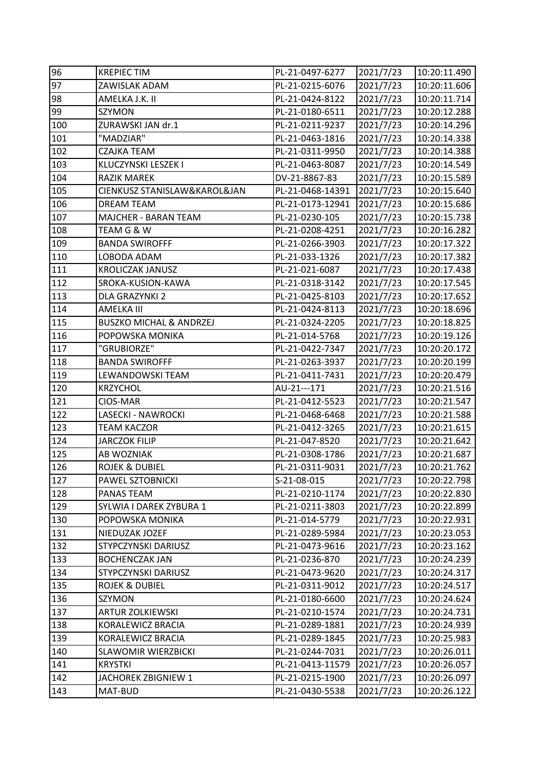| 96 | KREPIEC TIM | PL-21-0497-6277 | 2021/7/23 | 10:20:11.490 |
|---|---|---|---|---|
| 97 | ZAWISLAK ADAM | PL-21-0215-6076 | 2021/7/23 | 10:20:11.606 |
| 98 | AMELKA J.K. II | PL-21-0424-8122 | 2021/7/23 | 10:20:11.714 |
| 99 | SZYMON | PL-21-0180-6511 | 2021/7/23 | 10:20:12.288 |
| 100 | ZURAWSKI JAN dr.1 | PL-21-0211-9237 | 2021/7/23 | 10:20:14.296 |
| 101 | "MADZIAR" | PL-21-0463-1816 | 2021/7/23 | 10:20:14.338 |
| 102 | CZAJKA TEAM | PL-21-0311-9950 | 2021/7/23 | 10:20:14.388 |
| 103 | KLUCZYNSKI LESZEK I | PL-21-0463-8087 | 2021/7/23 | 10:20:14.549 |
| 104 | RAZIK MAREK | DV-21-8867-83 | 2021/7/23 | 10:20:15.589 |
| 105 | CIENKUSZ STANISLAW&KAROL&JAN | PL-21-0468-14391 | 2021/7/23 | 10:20:15.640 |
| 106 | DREAM TEAM | PL-21-0173-12941 | 2021/7/23 | 10:20:15.686 |
| 107 | MAJCHER - BARAN TEAM | PL-21-0230-105 | 2021/7/23 | 10:20:15.738 |
| 108 | TEAM G & W | PL-21-0208-4251 | 2021/7/23 | 10:20:16.282 |
| 109 | BANDA SWIROFFF | PL-21-0266-3903 | 2021/7/23 | 10:20:17.322 |
| 110 | LOBODA ADAM | PL-21-033-1326 | 2021/7/23 | 10:20:17.382 |
| 111 | KROLICZAK JANUSZ | PL-21-021-6087 | 2021/7/23 | 10:20:17.438 |
| 112 | SROKA-KUSION-KAWA | PL-21-0318-3142 | 2021/7/23 | 10:20:17.545 |
| 113 | DLA GRAZYNKI 2 | PL-21-0425-8103 | 2021/7/23 | 10:20:17.652 |
| 114 | AMELKA III | PL-21-0424-8113 | 2021/7/23 | 10:20:18.696 |
| 115 | BUSZKO MICHAL & ANDRZEJ | PL-21-0324-2205 | 2021/7/23 | 10:20:18.825 |
| 116 | POPOWSKA MONIKA | PL-21-014-5768 | 2021/7/23 | 10:20:19.126 |
| 117 | "GRUBIORZE" | PL-21-0422-7347 | 2021/7/23 | 10:20:20.172 |
| 118 | BANDA SWIROFFF | PL-21-0263-3937 | 2021/7/23 | 10:20:20.199 |
| 119 | LEWANDOWSKI TEAM | PL-21-0411-7431 | 2021/7/23 | 10:20:20.479 |
| 120 | KRZYCHOL | AU-21---171 | 2021/7/23 | 10:20:21.516 |
| 121 | CIOS-MAR | PL-21-0412-5523 | 2021/7/23 | 10:20:21.547 |
| 122 | LASECKI - NAWROCKI | PL-21-0468-6468 | 2021/7/23 | 10:20:21.588 |
| 123 | TEAM KACZOR | PL-21-0412-3265 | 2021/7/23 | 10:20:21.615 |
| 124 | JARCZOK FILIP | PL-21-047-8520 | 2021/7/23 | 10:20:21.642 |
| 125 | AB WOZNIAK | PL-21-0308-1786 | 2021/7/23 | 10:20:21.687 |
| 126 | ROJEK & DUBIEL | PL-21-0311-9031 | 2021/7/23 | 10:20:21.762 |
| 127 | PAWEL SZTOBNICKI | S-21-08-015 | 2021/7/23 | 10:20:22.798 |
| 128 | PANAS TEAM | PL-21-0210-1174 | 2021/7/23 | 10:20:22.830 |
| 129 | SYLWIA I DAREK ZYBURA 1 | PL-21-0211-3803 | 2021/7/23 | 10:20:22.899 |
| 130 | POPOWSKA MONIKA | PL-21-014-5779 | 2021/7/23 | 10:20:22.931 |
| 131 | NIEDUZAK JOZEF | PL-21-0289-5984 | 2021/7/23 | 10:20:23.053 |
| 132 | STYPCZYNSKI DARIUSZ | PL-21-0473-9616 | 2021/7/23 | 10:20:23.162 |
| 133 | BOCHENCZAK JAN | PL-21-0236-870 | 2021/7/23 | 10:20:24.239 |
| 134 | STYPCZYNSKI DARIUSZ | PL-21-0473-9620 | 2021/7/23 | 10:20:24.317 |
| 135 | ROJEK & DUBIEL | PL-21-0311-9012 | 2021/7/23 | 10:20:24.517 |
| 136 | SZYMON | PL-21-0180-6600 | 2021/7/23 | 10:20:24.624 |
| 137 | ARTUR ZOLKIEWSKI | PL-21-0210-1574 | 2021/7/23 | 10:20:24.731 |
| 138 | KORALEWICZ BRACIA | PL-21-0289-1881 | 2021/7/23 | 10:20:24.939 |
| 139 | KORALEWICZ BRACIA | PL-21-0289-1845 | 2021/7/23 | 10:20:25.983 |
| 140 | SLAWOMIR WIERZBICKI | PL-21-0244-7031 | 2021/7/23 | 10:20:26.011 |
| 141 | KRYSTKI | PL-21-0413-11579 | 2021/7/23 | 10:20:26.057 |
| 142 | JACHOREK ZBIGNIEW 1 | PL-21-0215-1900 | 2021/7/23 | 10:20:26.097 |
| 143 | MAT-BUD | PL-21-0430-5538 | 2021/7/23 | 10:20:26.122 |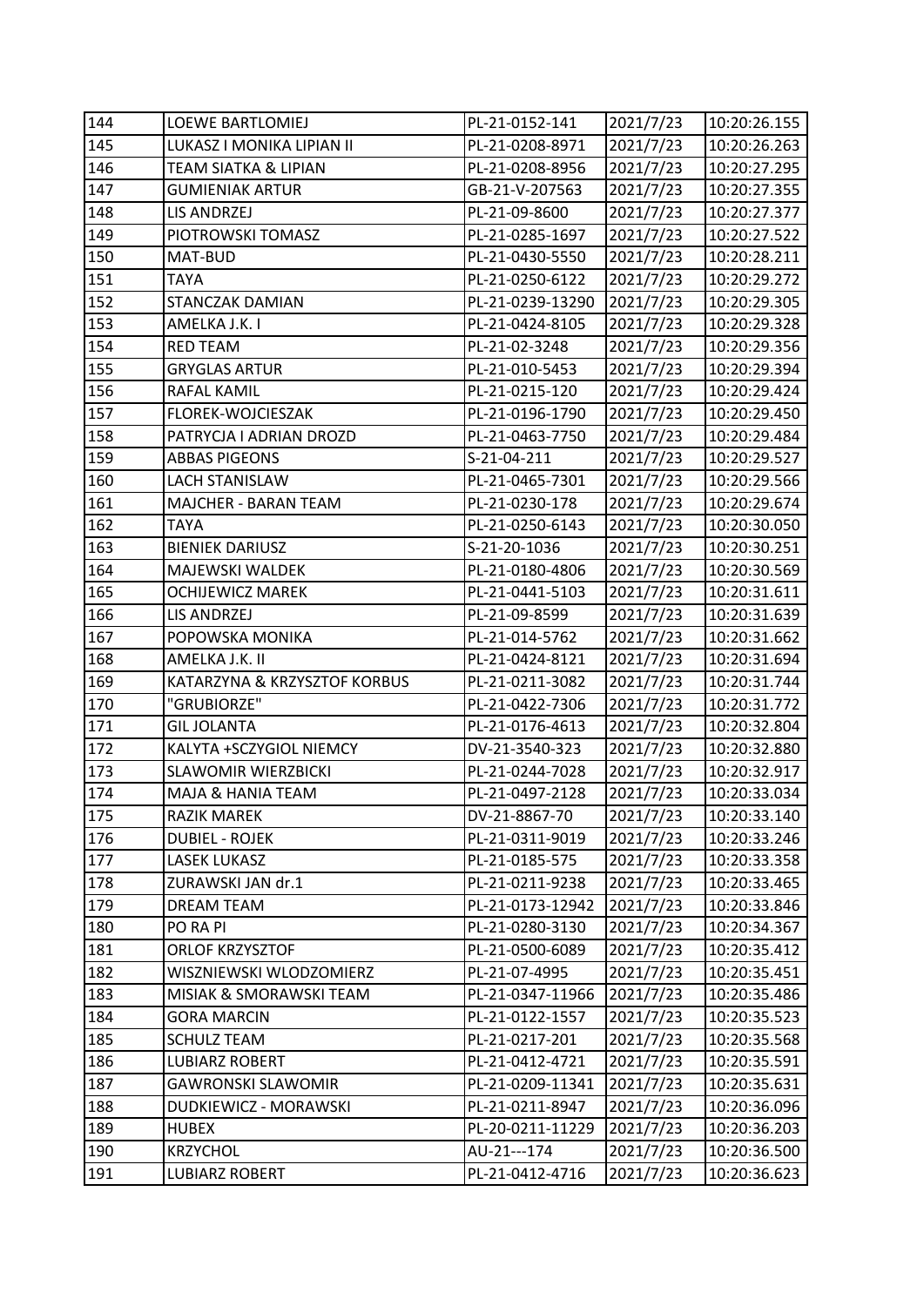| 144 | LOEWE BARTLOMIEJ | PL-21-0152-141 | 2021/7/23 | 10:20:26.155 |
|---|---|---|---|---|
| 145 | LUKASZ I MONIKA LIPIAN II | PL-21-0208-8971 | 2021/7/23 | 10:20:26.263 |
| 146 | TEAM SIATKA & LIPIAN | PL-21-0208-8956 | 2021/7/23 | 10:20:27.295 |
| 147 | GUMIENIAK ARTUR | GB-21-V-207563 | 2021/7/23 | 10:20:27.355 |
| 148 | LIS ANDRZEJ | PL-21-09-8600 | 2021/7/23 | 10:20:27.377 |
| 149 | PIOTROWSKI TOMASZ | PL-21-0285-1697 | 2021/7/23 | 10:20:27.522 |
| 150 | MAT-BUD | PL-21-0430-5550 | 2021/7/23 | 10:20:28.211 |
| 151 | TAYA | PL-21-0250-6122 | 2021/7/23 | 10:20:29.272 |
| 152 | STANCZAK DAMIAN | PL-21-0239-13290 | 2021/7/23 | 10:20:29.305 |
| 153 | AMELKA J.K. I | PL-21-0424-8105 | 2021/7/23 | 10:20:29.328 |
| 154 | RED TEAM | PL-21-02-3248 | 2021/7/23 | 10:20:29.356 |
| 155 | GRYGLAS ARTUR | PL-21-010-5453 | 2021/7/23 | 10:20:29.394 |
| 156 | RAFAL KAMIL | PL-21-0215-120 | 2021/7/23 | 10:20:29.424 |
| 157 | FLOREK-WOJCIESZAK | PL-21-0196-1790 | 2021/7/23 | 10:20:29.450 |
| 158 | PATRYCJA I ADRIAN DROZD | PL-21-0463-7750 | 2021/7/23 | 10:20:29.484 |
| 159 | ABBAS PIGEONS | S-21-04-211 | 2021/7/23 | 10:20:29.527 |
| 160 | LACH STANISLAW | PL-21-0465-7301 | 2021/7/23 | 10:20:29.566 |
| 161 | MAJCHER - BARAN TEAM | PL-21-0230-178 | 2021/7/23 | 10:20:29.674 |
| 162 | TAYA | PL-21-0250-6143 | 2021/7/23 | 10:20:30.050 |
| 163 | BIENIEK DARIUSZ | S-21-20-1036 | 2021/7/23 | 10:20:30.251 |
| 164 | MAJEWSKI WALDEK | PL-21-0180-4806 | 2021/7/23 | 10:20:30.569 |
| 165 | OCHIJEWICZ MAREK | PL-21-0441-5103 | 2021/7/23 | 10:20:31.611 |
| 166 | LIS ANDRZEJ | PL-21-09-8599 | 2021/7/23 | 10:20:31.639 |
| 167 | POPOWSKA MONIKA | PL-21-014-5762 | 2021/7/23 | 10:20:31.662 |
| 168 | AMELKA J.K. II | PL-21-0424-8121 | 2021/7/23 | 10:20:31.694 |
| 169 | KATARZYNA & KRZYSZTOF KORBUS | PL-21-0211-3082 | 2021/7/23 | 10:20:31.744 |
| 170 | "GRUBIORZE" | PL-21-0422-7306 | 2021/7/23 | 10:20:31.772 |
| 171 | GIL JOLANTA | PL-21-0176-4613 | 2021/7/23 | 10:20:32.804 |
| 172 | KALYTA +SCZYGIOL NIEMCY | DV-21-3540-323 | 2021/7/23 | 10:20:32.880 |
| 173 | SLAWOMIR WIERZBICKI | PL-21-0244-7028 | 2021/7/23 | 10:20:32.917 |
| 174 | MAJA & HANIA TEAM | PL-21-0497-2128 | 2021/7/23 | 10:20:33.034 |
| 175 | RAZIK MAREK | DV-21-8867-70 | 2021/7/23 | 10:20:33.140 |
| 176 | DUBIEL - ROJEK | PL-21-0311-9019 | 2021/7/23 | 10:20:33.246 |
| 177 | LASEK LUKASZ | PL-21-0185-575 | 2021/7/23 | 10:20:33.358 |
| 178 | ZURAWSKI JAN dr.1 | PL-21-0211-9238 | 2021/7/23 | 10:20:33.465 |
| 179 | DREAM TEAM | PL-21-0173-12942 | 2021/7/23 | 10:20:33.846 |
| 180 | PO RA PI | PL-21-0280-3130 | 2021/7/23 | 10:20:34.367 |
| 181 | ORLOF KRZYSZTOF | PL-21-0500-6089 | 2021/7/23 | 10:20:35.412 |
| 182 | WISZNIEWSKI WLODZOMIERZ | PL-21-07-4995 | 2021/7/23 | 10:20:35.451 |
| 183 | MISIAK & SMORAWSKI TEAM | PL-21-0347-11966 | 2021/7/23 | 10:20:35.486 |
| 184 | GORA MARCIN | PL-21-0122-1557 | 2021/7/23 | 10:20:35.523 |
| 185 | SCHULZ TEAM | PL-21-0217-201 | 2021/7/23 | 10:20:35.568 |
| 186 | LUBIARZ ROBERT | PL-21-0412-4721 | 2021/7/23 | 10:20:35.591 |
| 187 | GAWRONSKI SLAWOMIR | PL-21-0209-11341 | 2021/7/23 | 10:20:35.631 |
| 188 | DUDKIEWICZ - MORAWSKI | PL-21-0211-8947 | 2021/7/23 | 10:20:36.096 |
| 189 | HUBEX | PL-20-0211-11229 | 2021/7/23 | 10:20:36.203 |
| 190 | KRZYCHOL | AU-21---174 | 2021/7/23 | 10:20:36.500 |
| 191 | LUBIARZ ROBERT | PL-21-0412-4716 | 2021/7/23 | 10:20:36.623 |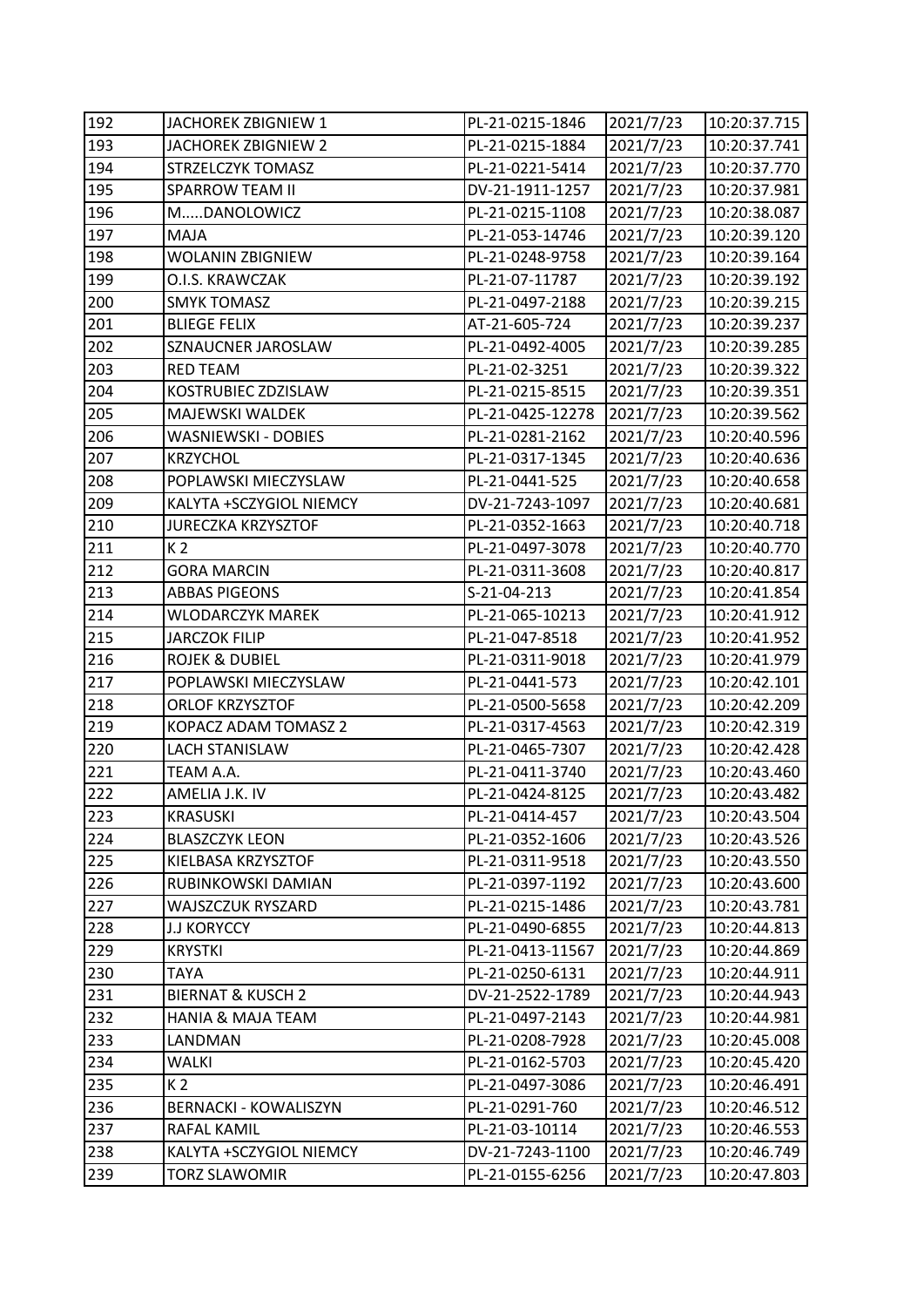| 192 | JACHOREK ZBIGNIEW 1 | PL-21-0215-1846 | 2021/7/23 | 10:20:37.715 |
|---|---|---|---|---|
| 193 | JACHOREK ZBIGNIEW 2 | PL-21-0215-1884 | 2021/7/23 | 10:20:37.741 |
| 194 | STRZELCZYK TOMASZ | PL-21-0221-5414 | 2021/7/23 | 10:20:37.770 |
| 195 | SPARROW TEAM II | DV-21-1911-1257 | 2021/7/23 | 10:20:37.981 |
| 196 | M.....DANOLOWICZ | PL-21-0215-1108 | 2021/7/23 | 10:20:38.087 |
| 197 | MAJA | PL-21-053-14746 | 2021/7/23 | 10:20:39.120 |
| 198 | WOLANIN ZBIGNIEW | PL-21-0248-9758 | 2021/7/23 | 10:20:39.164 |
| 199 | O.I.S. KRAWCZAK | PL-21-07-11787 | 2021/7/23 | 10:20:39.192 |
| 200 | SMYK TOMASZ | PL-21-0497-2188 | 2021/7/23 | 10:20:39.215 |
| 201 | BLIEGE FELIX | AT-21-605-724 | 2021/7/23 | 10:20:39.237 |
| 202 | SZNAUCNER JAROSLAW | PL-21-0492-4005 | 2021/7/23 | 10:20:39.285 |
| 203 | RED TEAM | PL-21-02-3251 | 2021/7/23 | 10:20:39.322 |
| 204 | KOSTRUBIEC ZDZISLAW | PL-21-0215-8515 | 2021/7/23 | 10:20:39.351 |
| 205 | MAJEWSKI WALDEK | PL-21-0425-12278 | 2021/7/23 | 10:20:39.562 |
| 206 | WASNIEWSKI - DOBIES | PL-21-0281-2162 | 2021/7/23 | 10:20:40.596 |
| 207 | KRZYCHOL | PL-21-0317-1345 | 2021/7/23 | 10:20:40.636 |
| 208 | POPLAWSKI MIECZYSLAW | PL-21-0441-525 | 2021/7/23 | 10:20:40.658 |
| 209 | KALYTA +SCZYGIOL NIEMCY | DV-21-7243-1097 | 2021/7/23 | 10:20:40.681 |
| 210 | JURECZKA KRZYSZTOF | PL-21-0352-1663 | 2021/7/23 | 10:20:40.718 |
| 211 | K 2 | PL-21-0497-3078 | 2021/7/23 | 10:20:40.770 |
| 212 | GORA MARCIN | PL-21-0311-3608 | 2021/7/23 | 10:20:40.817 |
| 213 | ABBAS PIGEONS | S-21-04-213 | 2021/7/23 | 10:20:41.854 |
| 214 | WLODARCZYK MAREK | PL-21-065-10213 | 2021/7/23 | 10:20:41.912 |
| 215 | JARCZOK FILIP | PL-21-047-8518 | 2021/7/23 | 10:20:41.952 |
| 216 | ROJEK & DUBIEL | PL-21-0311-9018 | 2021/7/23 | 10:20:41.979 |
| 217 | POPLAWSKI MIECZYSLAW | PL-21-0441-573 | 2021/7/23 | 10:20:42.101 |
| 218 | ORLOF KRZYSZTOF | PL-21-0500-5658 | 2021/7/23 | 10:20:42.209 |
| 219 | KOPACZ ADAM TOMASZ 2 | PL-21-0317-4563 | 2021/7/23 | 10:20:42.319 |
| 220 | LACH STANISLAW | PL-21-0465-7307 | 2021/7/23 | 10:20:42.428 |
| 221 | TEAM A.A. | PL-21-0411-3740 | 2021/7/23 | 10:20:43.460 |
| 222 | AMELIA J.K. IV | PL-21-0424-8125 | 2021/7/23 | 10:20:43.482 |
| 223 | KRASUSKI | PL-21-0414-457 | 2021/7/23 | 10:20:43.504 |
| 224 | BLASZCZYK LEON | PL-21-0352-1606 | 2021/7/23 | 10:20:43.526 |
| 225 | KIELBASA KRZYSZTOF | PL-21-0311-9518 | 2021/7/23 | 10:20:43.550 |
| 226 | RUBINKOWSKI DAMIAN | PL-21-0397-1192 | 2021/7/23 | 10:20:43.600 |
| 227 | WAJSZCZUK RYSZARD | PL-21-0215-1486 | 2021/7/23 | 10:20:43.781 |
| 228 | J.J KORYCCY | PL-21-0490-6855 | 2021/7/23 | 10:20:44.813 |
| 229 | KRYSTKI | PL-21-0413-11567 | 2021/7/23 | 10:20:44.869 |
| 230 | TAYA | PL-21-0250-6131 | 2021/7/23 | 10:20:44.911 |
| 231 | BIERNAT & KUSCH 2 | DV-21-2522-1789 | 2021/7/23 | 10:20:44.943 |
| 232 | HANIA & MAJA TEAM | PL-21-0497-2143 | 2021/7/23 | 10:20:44.981 |
| 233 | LANDMAN | PL-21-0208-7928 | 2021/7/23 | 10:20:45.008 |
| 234 | WALKI | PL-21-0162-5703 | 2021/7/23 | 10:20:45.420 |
| 235 | K 2 | PL-21-0497-3086 | 2021/7/23 | 10:20:46.491 |
| 236 | BERNACKI - KOWALISZYN | PL-21-0291-760 | 2021/7/23 | 10:20:46.512 |
| 237 | RAFAL KAMIL | PL-21-03-10114 | 2021/7/23 | 10:20:46.553 |
| 238 | KALYTA +SCZYGIOL NIEMCY | DV-21-7243-1100 | 2021/7/23 | 10:20:46.749 |
| 239 | TORZ SLAWOMIR | PL-21-0155-6256 | 2021/7/23 | 10:20:47.803 |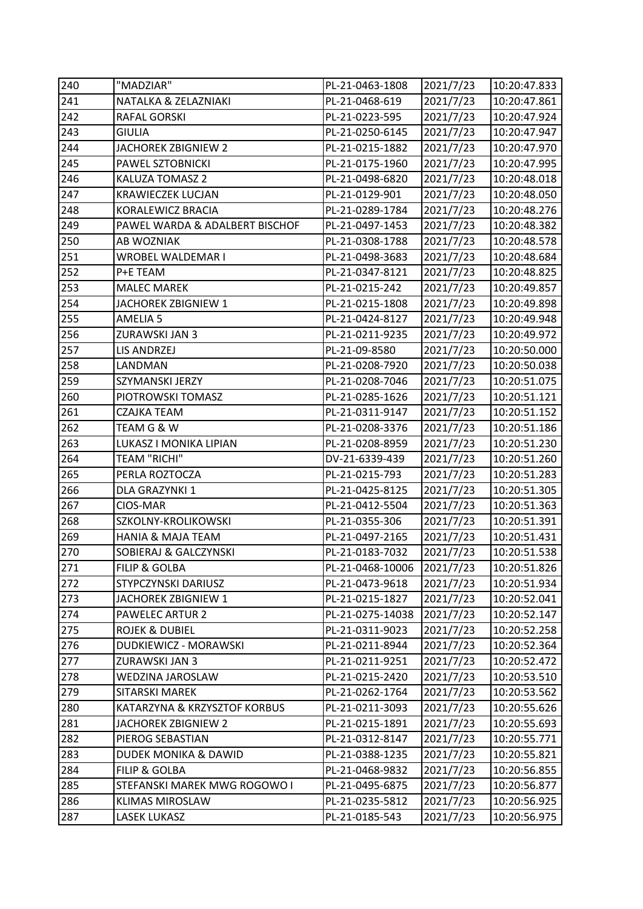| 240 | "MADZIAR" | PL-21-0463-1808 | 2021/7/23 | 10:20:47.833 |
|---|---|---|---|---|
| 241 | NATALKA & ZELAZNIAKI | PL-21-0468-619 | 2021/7/23 | 10:20:47.861 |
| 242 | RAFAL GORSKI | PL-21-0223-595 | 2021/7/23 | 10:20:47.924 |
| 243 | GIULIA | PL-21-0250-6145 | 2021/7/23 | 10:20:47.947 |
| 244 | JACHOREK ZBIGNIEW 2 | PL-21-0215-1882 | 2021/7/23 | 10:20:47.970 |
| 245 | PAWEL SZTOBNICKI | PL-21-0175-1960 | 2021/7/23 | 10:20:47.995 |
| 246 | KALUZA TOMASZ 2 | PL-21-0498-6820 | 2021/7/23 | 10:20:48.018 |
| 247 | KRAWIECZEK LUCJAN | PL-21-0129-901 | 2021/7/23 | 10:20:48.050 |
| 248 | KORALEWICZ BRACIA | PL-21-0289-1784 | 2021/7/23 | 10:20:48.276 |
| 249 | PAWEL WARDA & ADALBERT BISCHOF | PL-21-0497-1453 | 2021/7/23 | 10:20:48.382 |
| 250 | AB WOZNIAK | PL-21-0308-1788 | 2021/7/23 | 10:20:48.578 |
| 251 | WROBEL WALDEMAR I | PL-21-0498-3683 | 2021/7/23 | 10:20:48.684 |
| 252 | P+E TEAM | PL-21-0347-8121 | 2021/7/23 | 10:20:48.825 |
| 253 | MALEC MAREK | PL-21-0215-242 | 2021/7/23 | 10:20:49.857 |
| 254 | JACHOREK ZBIGNIEW 1 | PL-21-0215-1808 | 2021/7/23 | 10:20:49.898 |
| 255 | AMELIA 5 | PL-21-0424-8127 | 2021/7/23 | 10:20:49.948 |
| 256 | ZURAWSKI JAN 3 | PL-21-0211-9235 | 2021/7/23 | 10:20:49.972 |
| 257 | LIS ANDRZEJ | PL-21-09-8580 | 2021/7/23 | 10:20:50.000 |
| 258 | LANDMAN | PL-21-0208-7920 | 2021/7/23 | 10:20:50.038 |
| 259 | SZYMANSKI JERZY | PL-21-0208-7046 | 2021/7/23 | 10:20:51.075 |
| 260 | PIOTROWSKI TOMASZ | PL-21-0285-1626 | 2021/7/23 | 10:20:51.121 |
| 261 | CZAJKA TEAM | PL-21-0311-9147 | 2021/7/23 | 10:20:51.152 |
| 262 | TEAM G & W | PL-21-0208-3376 | 2021/7/23 | 10:20:51.186 |
| 263 | LUKASZ I MONIKA LIPIAN | PL-21-0208-8959 | 2021/7/23 | 10:20:51.230 |
| 264 | TEAM "RICHI" | DV-21-6339-439 | 2021/7/23 | 10:20:51.260 |
| 265 | PERLA ROZTOCZA | PL-21-0215-793 | 2021/7/23 | 10:20:51.283 |
| 266 | DLA GRAZYNKI 1 | PL-21-0425-8125 | 2021/7/23 | 10:20:51.305 |
| 267 | CIOS-MAR | PL-21-0412-5504 | 2021/7/23 | 10:20:51.363 |
| 268 | SZKOLNY-KROLIKOWSKI | PL-21-0355-306 | 2021/7/23 | 10:20:51.391 |
| 269 | HANIA & MAJA TEAM | PL-21-0497-2165 | 2021/7/23 | 10:20:51.431 |
| 270 | SOBIERAJ & GALCZYNSKI | PL-21-0183-7032 | 2021/7/23 | 10:20:51.538 |
| 271 | FILIP & GOLBA | PL-21-0468-10006 | 2021/7/23 | 10:20:51.826 |
| 272 | STYPCZYNSKI DARIUSZ | PL-21-0473-9618 | 2021/7/23 | 10:20:51.934 |
| 273 | JACHOREK ZBIGNIEW 1 | PL-21-0215-1827 | 2021/7/23 | 10:20:52.041 |
| 274 | PAWELEC ARTUR 2 | PL-21-0275-14038 | 2021/7/23 | 10:20:52.147 |
| 275 | ROJEK & DUBIEL | PL-21-0311-9023 | 2021/7/23 | 10:20:52.258 |
| 276 | DUDKIEWICZ - MORAWSKI | PL-21-0211-8944 | 2021/7/23 | 10:20:52.364 |
| 277 | ZURAWSKI JAN 3 | PL-21-0211-9251 | 2021/7/23 | 10:20:52.472 |
| 278 | WEDZINA JAROSLAW | PL-21-0215-2420 | 2021/7/23 | 10:20:53.510 |
| 279 | SITARSKI MAREK | PL-21-0262-1764 | 2021/7/23 | 10:20:53.562 |
| 280 | KATARZYNA & KRZYSZTOF KORBUS | PL-21-0211-3093 | 2021/7/23 | 10:20:55.626 |
| 281 | JACHOREK ZBIGNIEW 2 | PL-21-0215-1891 | 2021/7/23 | 10:20:55.693 |
| 282 | PIEROG SEBASTIAN | PL-21-0312-8147 | 2021/7/23 | 10:20:55.771 |
| 283 | DUDEK MONIKA & DAWID | PL-21-0388-1235 | 2021/7/23 | 10:20:55.821 |
| 284 | FILIP & GOLBA | PL-21-0468-9832 | 2021/7/23 | 10:20:56.855 |
| 285 | STEFANSKI MAREK MWG ROGOWO I | PL-21-0495-6875 | 2021/7/23 | 10:20:56.877 |
| 286 | KLIMAS MIROSLAW | PL-21-0235-5812 | 2021/7/23 | 10:20:56.925 |
| 287 | LASEK LUKASZ | PL-21-0185-543 | 2021/7/23 | 10:20:56.975 |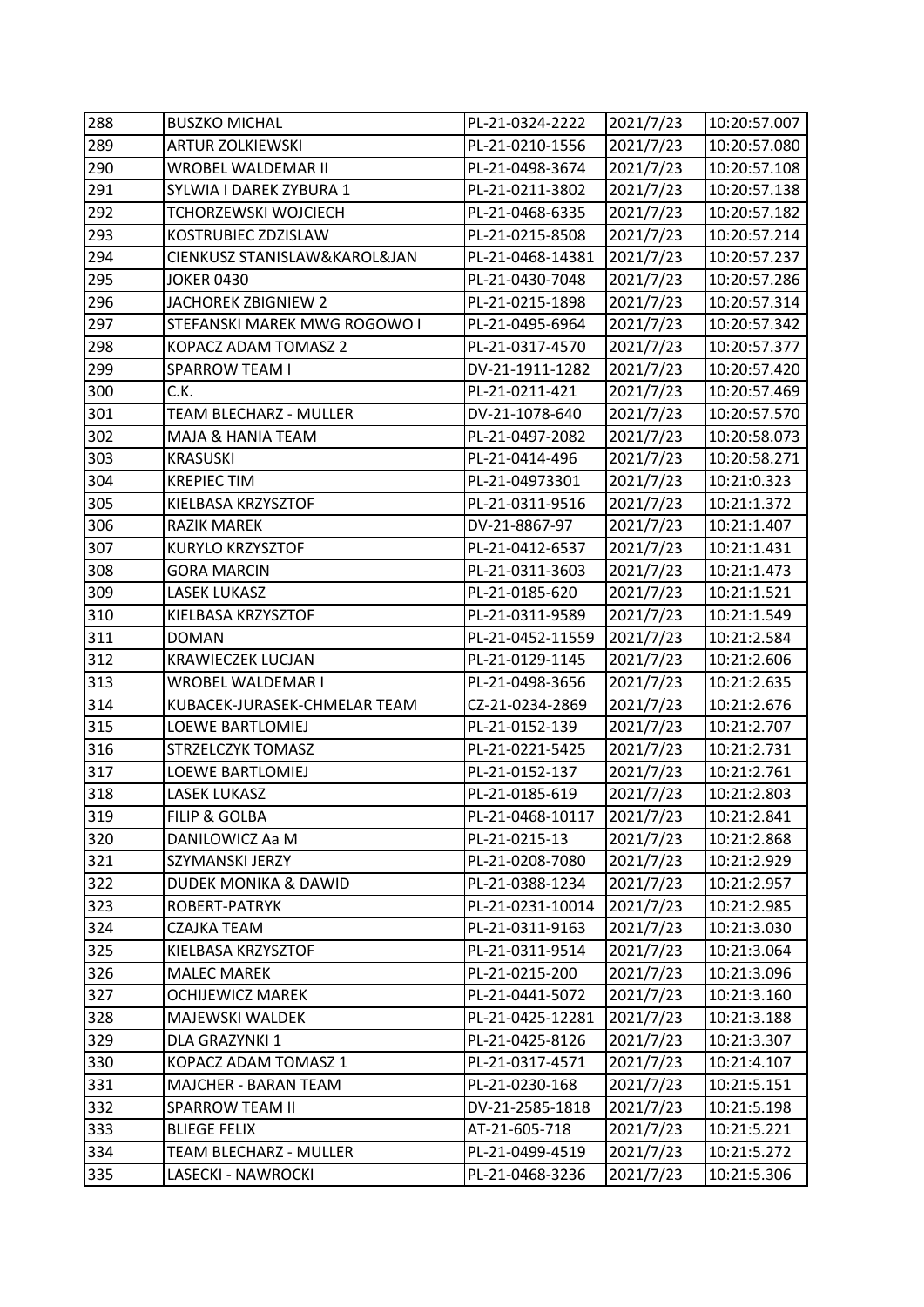| 288 | BUSZKO MICHAL | PL-21-0324-2222 | 2021/7/23 | 10:20:57.007 |
|---|---|---|---|---|
| 289 | ARTUR ZOLKIEWSKI | PL-21-0210-1556 | 2021/7/23 | 10:20:57.080 |
| 290 | WROBEL WALDEMAR II | PL-21-0498-3674 | 2021/7/23 | 10:20:57.108 |
| 291 | SYLWIA I DAREK ZYBURA 1 | PL-21-0211-3802 | 2021/7/23 | 10:20:57.138 |
| 292 | TCHORZEWSKI WOJCIECH | PL-21-0468-6335 | 2021/7/23 | 10:20:57.182 |
| 293 | KOSTRUBIEC ZDZISLAW | PL-21-0215-8508 | 2021/7/23 | 10:20:57.214 |
| 294 | CIENKUSZ STANISLAW&KAROL&JAN | PL-21-0468-14381 | 2021/7/23 | 10:20:57.237 |
| 295 | JOKER 0430 | PL-21-0430-7048 | 2021/7/23 | 10:20:57.286 |
| 296 | JACHOREK ZBIGNIEW 2 | PL-21-0215-1898 | 2021/7/23 | 10:20:57.314 |
| 297 | STEFANSKI MAREK MWG ROGOWO I | PL-21-0495-6964 | 2021/7/23 | 10:20:57.342 |
| 298 | KOPACZ ADAM TOMASZ 2 | PL-21-0317-4570 | 2021/7/23 | 10:20:57.377 |
| 299 | SPARROW TEAM I | DV-21-1911-1282 | 2021/7/23 | 10:20:57.420 |
| 300 | C.K. | PL-21-0211-421 | 2021/7/23 | 10:20:57.469 |
| 301 | TEAM BLECHARZ - MULLER | DV-21-1078-640 | 2021/7/23 | 10:20:57.570 |
| 302 | MAJA & HANIA TEAM | PL-21-0497-2082 | 2021/7/23 | 10:20:58.073 |
| 303 | KRASUSKI | PL-21-0414-496 | 2021/7/23 | 10:20:58.271 |
| 304 | KREPIEC TIM | PL-21-04973301 | 2021/7/23 | 10:21:0.323 |
| 305 | KIELBASA KRZYSZTOF | PL-21-0311-9516 | 2021/7/23 | 10:21:1.372 |
| 306 | RAZIK MAREK | DV-21-8867-97 | 2021/7/23 | 10:21:1.407 |
| 307 | KURYLO KRZYSZTOF | PL-21-0412-6537 | 2021/7/23 | 10:21:1.431 |
| 308 | GORA MARCIN | PL-21-0311-3603 | 2021/7/23 | 10:21:1.473 |
| 309 | LASEK LUKASZ | PL-21-0185-620 | 2021/7/23 | 10:21:1.521 |
| 310 | KIELBASA KRZYSZTOF | PL-21-0311-9589 | 2021/7/23 | 10:21:1.549 |
| 311 | DOMAN | PL-21-0452-11559 | 2021/7/23 | 10:21:2.584 |
| 312 | KRAWIECZEK LUCJAN | PL-21-0129-1145 | 2021/7/23 | 10:21:2.606 |
| 313 | WROBEL WALDEMAR I | PL-21-0498-3656 | 2021/7/23 | 10:21:2.635 |
| 314 | KUBACEK-JURASEK-CHMELAR TEAM | CZ-21-0234-2869 | 2021/7/23 | 10:21:2.676 |
| 315 | LOEWE BARTLOMIEJ | PL-21-0152-139 | 2021/7/23 | 10:21:2.707 |
| 316 | STRZELCZYK TOMASZ | PL-21-0221-5425 | 2021/7/23 | 10:21:2.731 |
| 317 | LOEWE BARTLOMIEJ | PL-21-0152-137 | 2021/7/23 | 10:21:2.761 |
| 318 | LASEK LUKASZ | PL-21-0185-619 | 2021/7/23 | 10:21:2.803 |
| 319 | FILIP & GOLBA | PL-21-0468-10117 | 2021/7/23 | 10:21:2.841 |
| 320 | DANILOWICZ Aa M | PL-21-0215-13 | 2021/7/23 | 10:21:2.868 |
| 321 | SZYMANSKI JERZY | PL-21-0208-7080 | 2021/7/23 | 10:21:2.929 |
| 322 | DUDEK MONIKA & DAWID | PL-21-0388-1234 | 2021/7/23 | 10:21:2.957 |
| 323 | ROBERT-PATRYK | PL-21-0231-10014 | 2021/7/23 | 10:21:2.985 |
| 324 | CZAJKA TEAM | PL-21-0311-9163 | 2021/7/23 | 10:21:3.030 |
| 325 | KIELBASA KRZYSZTOF | PL-21-0311-9514 | 2021/7/23 | 10:21:3.064 |
| 326 | MALEC MAREK | PL-21-0215-200 | 2021/7/23 | 10:21:3.096 |
| 327 | OCHIJEWICZ MAREK | PL-21-0441-5072 | 2021/7/23 | 10:21:3.160 |
| 328 | MAJEWSKI WALDEK | PL-21-0425-12281 | 2021/7/23 | 10:21:3.188 |
| 329 | DLA GRAZYNKI 1 | PL-21-0425-8126 | 2021/7/23 | 10:21:3.307 |
| 330 | KOPACZ ADAM TOMASZ 1 | PL-21-0317-4571 | 2021/7/23 | 10:21:4.107 |
| 331 | MAJCHER - BARAN TEAM | PL-21-0230-168 | 2021/7/23 | 10:21:5.151 |
| 332 | SPARROW TEAM II | DV-21-2585-1818 | 2021/7/23 | 10:21:5.198 |
| 333 | BLIEGE FELIX | AT-21-605-718 | 2021/7/23 | 10:21:5.221 |
| 334 | TEAM BLECHARZ - MULLER | PL-21-0499-4519 | 2021/7/23 | 10:21:5.272 |
| 335 | LASECKI - NAWROCKI | PL-21-0468-3236 | 2021/7/23 | 10:21:5.306 |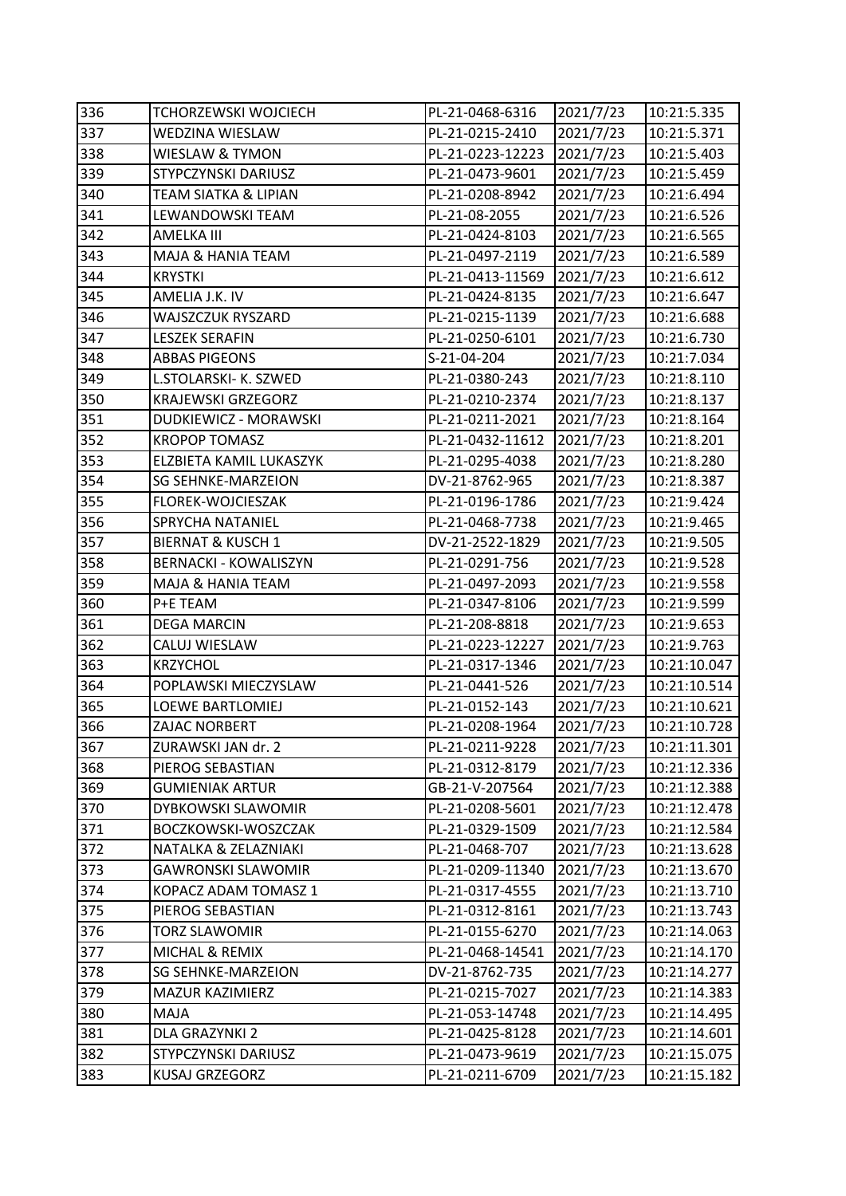| 336 | TCHORZEWSKI WOJCIECH | PL-21-0468-6316 | 2021/7/23 | 10:21:5.335 |
|---|---|---|---|---|
| 337 | WEDZINA WIESLAW | PL-21-0215-2410 | 2021/7/23 | 10:21:5.371 |
| 338 | WIESLAW & TYMON | PL-21-0223-12223 | 2021/7/23 | 10:21:5.403 |
| 339 | STYPCZYNSKI DARIUSZ | PL-21-0473-9601 | 2021/7/23 | 10:21:5.459 |
| 340 | TEAM SIATKA & LIPIAN | PL-21-0208-8942 | 2021/7/23 | 10:21:6.494 |
| 341 | LEWANDOWSKI TEAM | PL-21-08-2055 | 2021/7/23 | 10:21:6.526 |
| 342 | AMELKA III | PL-21-0424-8103 | 2021/7/23 | 10:21:6.565 |
| 343 | MAJA & HANIA TEAM | PL-21-0497-2119 | 2021/7/23 | 10:21:6.589 |
| 344 | KRYSTKI | PL-21-0413-11569 | 2021/7/23 | 10:21:6.612 |
| 345 | AMELIA J.K. IV | PL-21-0424-8135 | 2021/7/23 | 10:21:6.647 |
| 346 | WAJSZCZUK RYSZARD | PL-21-0215-1139 | 2021/7/23 | 10:21:6.688 |
| 347 | LESZEK SERAFIN | PL-21-0250-6101 | 2021/7/23 | 10:21:6.730 |
| 348 | ABBAS PIGEONS | S-21-04-204 | 2021/7/23 | 10:21:7.034 |
| 349 | L.STOLARSKI- K. SZWED | PL-21-0380-243 | 2021/7/23 | 10:21:8.110 |
| 350 | KRAJEWSKI GRZEGORZ | PL-21-0210-2374 | 2021/7/23 | 10:21:8.137 |
| 351 | DUDKIEWICZ - MORAWSKI | PL-21-0211-2021 | 2021/7/23 | 10:21:8.164 |
| 352 | KROPOP TOMASZ | PL-21-0432-11612 | 2021/7/23 | 10:21:8.201 |
| 353 | ELZBIETA KAMIL LUKASZYK | PL-21-0295-4038 | 2021/7/23 | 10:21:8.280 |
| 354 | SG SEHNKE-MARZEION | DV-21-8762-965 | 2021/7/23 | 10:21:8.387 |
| 355 | FLOREK-WOJCIESZAK | PL-21-0196-1786 | 2021/7/23 | 10:21:9.424 |
| 356 | SPRYCHA NATANIEL | PL-21-0468-7738 | 2021/7/23 | 10:21:9.465 |
| 357 | BIERNAT & KUSCH 1 | DV-21-2522-1829 | 2021/7/23 | 10:21:9.505 |
| 358 | BERNACKI - KOWALISZYN | PL-21-0291-756 | 2021/7/23 | 10:21:9.528 |
| 359 | MAJA & HANIA TEAM | PL-21-0497-2093 | 2021/7/23 | 10:21:9.558 |
| 360 | P+E TEAM | PL-21-0347-8106 | 2021/7/23 | 10:21:9.599 |
| 361 | DEGA MARCIN | PL-21-208-8818 | 2021/7/23 | 10:21:9.653 |
| 362 | CALUJ WIESLAW | PL-21-0223-12227 | 2021/7/23 | 10:21:9.763 |
| 363 | KRZYCHOL | PL-21-0317-1346 | 2021/7/23 | 10:21:10.047 |
| 364 | POPLAWSKI MIECZYSLAW | PL-21-0441-526 | 2021/7/23 | 10:21:10.514 |
| 365 | LOEWE BARTLOMIEJ | PL-21-0152-143 | 2021/7/23 | 10:21:10.621 |
| 366 | ZAJAC NORBERT | PL-21-0208-1964 | 2021/7/23 | 10:21:10.728 |
| 367 | ZURAWSKI JAN dr. 2 | PL-21-0211-9228 | 2021/7/23 | 10:21:11.301 |
| 368 | PIEROG SEBASTIAN | PL-21-0312-8179 | 2021/7/23 | 10:21:12.336 |
| 369 | GUMIENIAK ARTUR | GB-21-V-207564 | 2021/7/23 | 10:21:12.388 |
| 370 | DYBKOWSKI SLAWOMIR | PL-21-0208-5601 | 2021/7/23 | 10:21:12.478 |
| 371 | BOCZKOWSKI-WOSZCZAK | PL-21-0329-1509 | 2021/7/23 | 10:21:12.584 |
| 372 | NATALKA & ZELAZNIAKI | PL-21-0468-707 | 2021/7/23 | 10:21:13.628 |
| 373 | GAWRONSKI SLAWOMIR | PL-21-0209-11340 | 2021/7/23 | 10:21:13.670 |
| 374 | KOPACZ ADAM TOMASZ 1 | PL-21-0317-4555 | 2021/7/23 | 10:21:13.710 |
| 375 | PIEROG SEBASTIAN | PL-21-0312-8161 | 2021/7/23 | 10:21:13.743 |
| 376 | TORZ SLAWOMIR | PL-21-0155-6270 | 2021/7/23 | 10:21:14.063 |
| 377 | MICHAL & REMIX | PL-21-0468-14541 | 2021/7/23 | 10:21:14.170 |
| 378 | SG SEHNKE-MARZEION | DV-21-8762-735 | 2021/7/23 | 10:21:14.277 |
| 379 | MAZUR KAZIMIERZ | PL-21-0215-7027 | 2021/7/23 | 10:21:14.383 |
| 380 | MAJA | PL-21-053-14748 | 2021/7/23 | 10:21:14.495 |
| 381 | DLA GRAZYNKI 2 | PL-21-0425-8128 | 2021/7/23 | 10:21:14.601 |
| 382 | STYPCZYNSKI DARIUSZ | PL-21-0473-9619 | 2021/7/23 | 10:21:15.075 |
| 383 | KUSAJ GRZEGORZ | PL-21-0211-6709 | 2021/7/23 | 10:21:15.182 |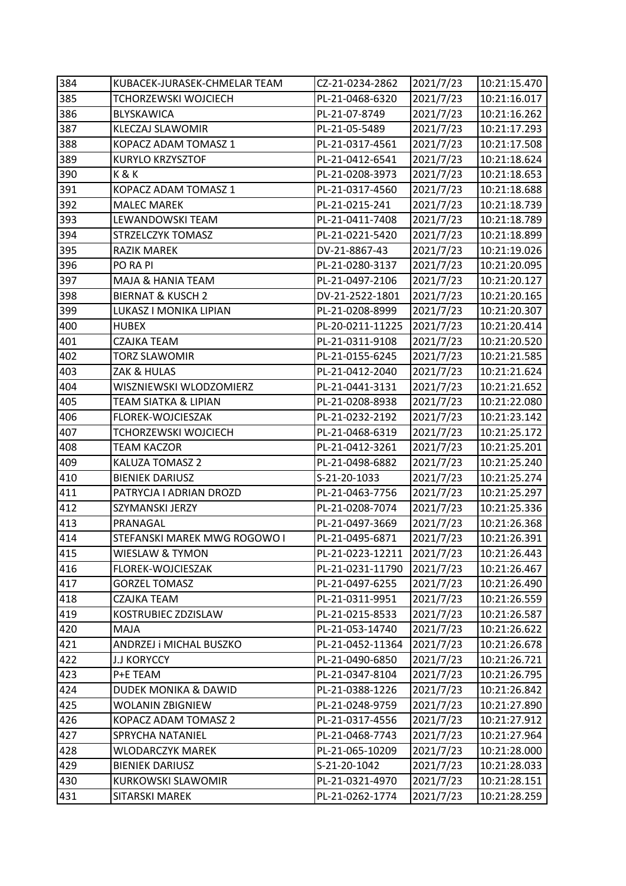| 384 | KUBACEK-JURASEK-CHMELAR TEAM | CZ-21-0234-2862 | 2021/7/23 | 10:21:15.470 |
|---|---|---|---|---|
| 385 | TCHORZEWSKI WOJCIECH | PL-21-0468-6320 | 2021/7/23 | 10:21:16.017 |
| 386 | BLYSKAWICA | PL-21-07-8749 | 2021/7/23 | 10:21:16.262 |
| 387 | KLECZAJ SLAWOMIR | PL-21-05-5489 | 2021/7/23 | 10:21:17.293 |
| 388 | KOPACZ ADAM TOMASZ 1 | PL-21-0317-4561 | 2021/7/23 | 10:21:17.508 |
| 389 | KURYLO KRZYSZTOF | PL-21-0412-6541 | 2021/7/23 | 10:21:18.624 |
| 390 | K & K | PL-21-0208-3973 | 2021/7/23 | 10:21:18.653 |
| 391 | KOPACZ ADAM TOMASZ 1 | PL-21-0317-4560 | 2021/7/23 | 10:21:18.688 |
| 392 | MALEC MAREK | PL-21-0215-241 | 2021/7/23 | 10:21:18.739 |
| 393 | LEWANDOWSKI TEAM | PL-21-0411-7408 | 2021/7/23 | 10:21:18.789 |
| 394 | STRZELCZYK TOMASZ | PL-21-0221-5420 | 2021/7/23 | 10:21:18.899 |
| 395 | RAZIK MAREK | DV-21-8867-43 | 2021/7/23 | 10:21:19.026 |
| 396 | PO RA PI | PL-21-0280-3137 | 2021/7/23 | 10:21:20.095 |
| 397 | MAJA & HANIA TEAM | PL-21-0497-2106 | 2021/7/23 | 10:21:20.127 |
| 398 | BIERNAT & KUSCH 2 | DV-21-2522-1801 | 2021/7/23 | 10:21:20.165 |
| 399 | LUKASZ I MONIKA LIPIAN | PL-21-0208-8999 | 2021/7/23 | 10:21:20.307 |
| 400 | HUBEX | PL-20-0211-11225 | 2021/7/23 | 10:21:20.414 |
| 401 | CZAJKA TEAM | PL-21-0311-9108 | 2021/7/23 | 10:21:20.520 |
| 402 | TORZ SLAWOMIR | PL-21-0155-6245 | 2021/7/23 | 10:21:21.585 |
| 403 | ZAK & HULAS | PL-21-0412-2040 | 2021/7/23 | 10:21:21.624 |
| 404 | WISZNIEWSKI WLODZOMIERZ | PL-21-0441-3131 | 2021/7/23 | 10:21:21.652 |
| 405 | TEAM SIATKA & LIPIAN | PL-21-0208-8938 | 2021/7/23 | 10:21:22.080 |
| 406 | FLOREK-WOJCIESZAK | PL-21-0232-2192 | 2021/7/23 | 10:21:23.142 |
| 407 | TCHORZEWSKI WOJCIECH | PL-21-0468-6319 | 2021/7/23 | 10:21:25.172 |
| 408 | TEAM KACZOR | PL-21-0412-3261 | 2021/7/23 | 10:21:25.201 |
| 409 | KALUZA TOMASZ 2 | PL-21-0498-6882 | 2021/7/23 | 10:21:25.240 |
| 410 | BIENIEK DARIUSZ | S-21-20-1033 | 2021/7/23 | 10:21:25.274 |
| 411 | PATRYCJA I ADRIAN DROZD | PL-21-0463-7756 | 2021/7/23 | 10:21:25.297 |
| 412 | SZYMANSKI JERZY | PL-21-0208-7074 | 2021/7/23 | 10:21:25.336 |
| 413 | PRANAGAL | PL-21-0497-3669 | 2021/7/23 | 10:21:26.368 |
| 414 | STEFANSKI MAREK MWG ROGOWO I | PL-21-0495-6871 | 2021/7/23 | 10:21:26.391 |
| 415 | WIESLAW & TYMON | PL-21-0223-12211 | 2021/7/23 | 10:21:26.443 |
| 416 | FLOREK-WOJCIESZAK | PL-21-0231-11790 | 2021/7/23 | 10:21:26.467 |
| 417 | GORZEL TOMASZ | PL-21-0497-6255 | 2021/7/23 | 10:21:26.490 |
| 418 | CZAJKA TEAM | PL-21-0311-9951 | 2021/7/23 | 10:21:26.559 |
| 419 | KOSTRUBIEC ZDZISLAW | PL-21-0215-8533 | 2021/7/23 | 10:21:26.587 |
| 420 | MAJA | PL-21-053-14740 | 2021/7/23 | 10:21:26.622 |
| 421 | ANDRZEJ i MICHAL BUSZKO | PL-21-0452-11364 | 2021/7/23 | 10:21:26.678 |
| 422 | J.J KORYCCY | PL-21-0490-6850 | 2021/7/23 | 10:21:26.721 |
| 423 | P+E TEAM | PL-21-0347-8104 | 2021/7/23 | 10:21:26.795 |
| 424 | DUDEK MONIKA & DAWID | PL-21-0388-1226 | 2021/7/23 | 10:21:26.842 |
| 425 | WOLANIN ZBIGNIEW | PL-21-0248-9759 | 2021/7/23 | 10:21:27.890 |
| 426 | KOPACZ ADAM TOMASZ 2 | PL-21-0317-4556 | 2021/7/23 | 10:21:27.912 |
| 427 | SPRYCHA NATANIEL | PL-21-0468-7743 | 2021/7/23 | 10:21:27.964 |
| 428 | WLODARCZYK MAREK | PL-21-065-10209 | 2021/7/23 | 10:21:28.000 |
| 429 | BIENIEK DARIUSZ | S-21-20-1042 | 2021/7/23 | 10:21:28.033 |
| 430 | KURKOWSKI SLAWOMIR | PL-21-0321-4970 | 2021/7/23 | 10:21:28.151 |
| 431 | SITARSKI MAREK | PL-21-0262-1774 | 2021/7/23 | 10:21:28.259 |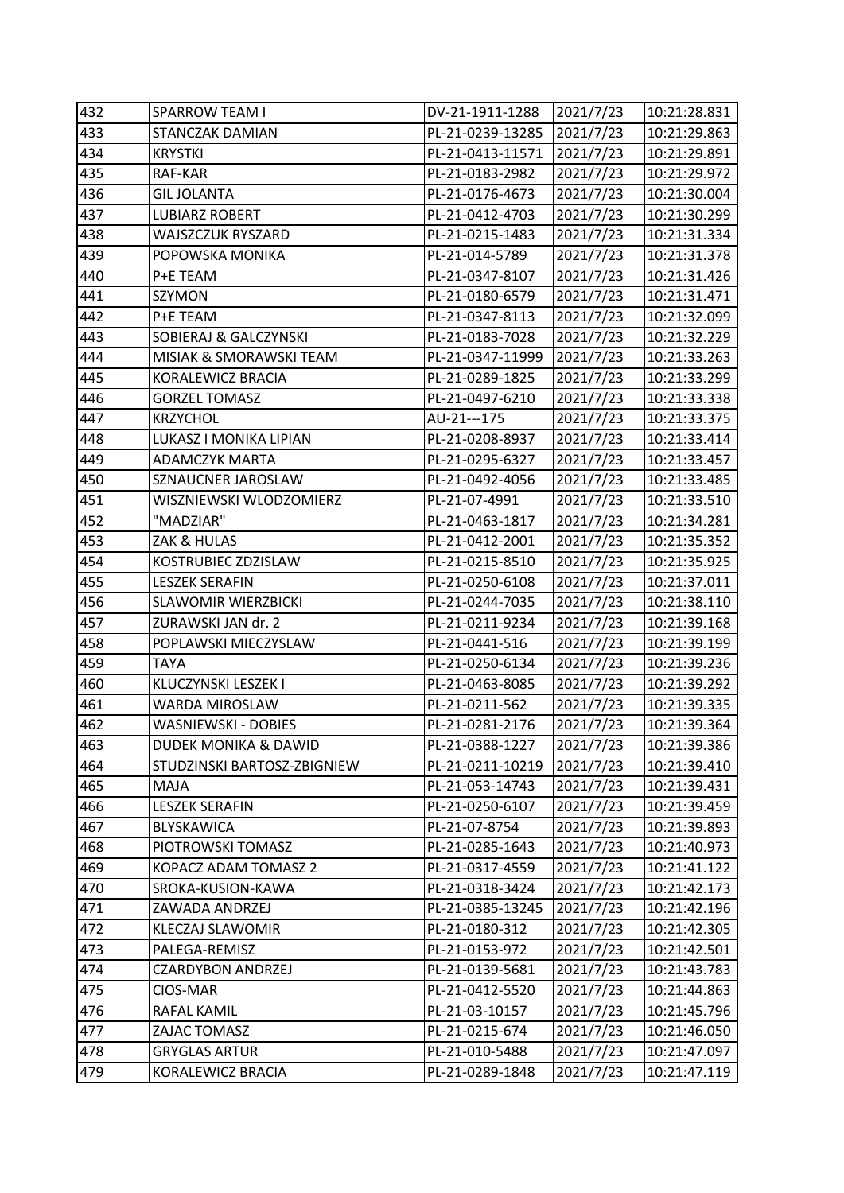| 432 | SPARROW TEAM I | DV-21-1911-1288 | 2021/7/23 | 10:21:28.831 |
|---|---|---|---|---|
| 433 | STANCZAK DAMIAN | PL-21-0239-13285 | 2021/7/23 | 10:21:29.863 |
| 434 | KRYSTKI | PL-21-0413-11571 | 2021/7/23 | 10:21:29.891 |
| 435 | RAF-KAR | PL-21-0183-2982 | 2021/7/23 | 10:21:29.972 |
| 436 | GIL JOLANTA | PL-21-0176-4673 | 2021/7/23 | 10:21:30.004 |
| 437 | LUBIARZ ROBERT | PL-21-0412-4703 | 2021/7/23 | 10:21:30.299 |
| 438 | WAJSZCZUK RYSZARD | PL-21-0215-1483 | 2021/7/23 | 10:21:31.334 |
| 439 | POPOWSKA MONIKA | PL-21-014-5789 | 2021/7/23 | 10:21:31.378 |
| 440 | P+E TEAM | PL-21-0347-8107 | 2021/7/23 | 10:21:31.426 |
| 441 | SZYMON | PL-21-0180-6579 | 2021/7/23 | 10:21:31.471 |
| 442 | P+E TEAM | PL-21-0347-8113 | 2021/7/23 | 10:21:32.099 |
| 443 | SOBIERAJ & GALCZYNSKI | PL-21-0183-7028 | 2021/7/23 | 10:21:32.229 |
| 444 | MISIAK & SMORAWSKI TEAM | PL-21-0347-11999 | 2021/7/23 | 10:21:33.263 |
| 445 | KORALEWICZ BRACIA | PL-21-0289-1825 | 2021/7/23 | 10:21:33.299 |
| 446 | GORZEL TOMASZ | PL-21-0497-6210 | 2021/7/23 | 10:21:33.338 |
| 447 | KRZYCHOL | AU-21---175 | 2021/7/23 | 10:21:33.375 |
| 448 | LUKASZ I MONIKA LIPIAN | PL-21-0208-8937 | 2021/7/23 | 10:21:33.414 |
| 449 | ADAMCZYK MARTA | PL-21-0295-6327 | 2021/7/23 | 10:21:33.457 |
| 450 | SZNAUCNER JAROSLAW | PL-21-0492-4056 | 2021/7/23 | 10:21:33.485 |
| 451 | WISZNIEWSKI WLODZOMIERZ | PL-21-07-4991 | 2021/7/23 | 10:21:33.510 |
| 452 | "MADZIAR" | PL-21-0463-1817 | 2021/7/23 | 10:21:34.281 |
| 453 | ZAK & HULAS | PL-21-0412-2001 | 2021/7/23 | 10:21:35.352 |
| 454 | KOSTRUBIEC ZDZISLAW | PL-21-0215-8510 | 2021/7/23 | 10:21:35.925 |
| 455 | LESZEK SERAFIN | PL-21-0250-6108 | 2021/7/23 | 10:21:37.011 |
| 456 | SLAWOMIR WIERZBICKI | PL-21-0244-7035 | 2021/7/23 | 10:21:38.110 |
| 457 | ZURAWSKI JAN dr. 2 | PL-21-0211-9234 | 2021/7/23 | 10:21:39.168 |
| 458 | POPLAWSKI MIECZYSLAW | PL-21-0441-516 | 2021/7/23 | 10:21:39.199 |
| 459 | TAYA | PL-21-0250-6134 | 2021/7/23 | 10:21:39.236 |
| 460 | KLUCZYNSKI LESZEK I | PL-21-0463-8085 | 2021/7/23 | 10:21:39.292 |
| 461 | WARDA MIROSLAW | PL-21-0211-562 | 2021/7/23 | 10:21:39.335 |
| 462 | WASNIEWSKI - DOBIES | PL-21-0281-2176 | 2021/7/23 | 10:21:39.364 |
| 463 | DUDEK MONIKA & DAWID | PL-21-0388-1227 | 2021/7/23 | 10:21:39.386 |
| 464 | STUDZINSKI BARTOSZ-ZBIGNIEW | PL-21-0211-10219 | 2021/7/23 | 10:21:39.410 |
| 465 | MAJA | PL-21-053-14743 | 2021/7/23 | 10:21:39.431 |
| 466 | LESZEK SERAFIN | PL-21-0250-6107 | 2021/7/23 | 10:21:39.459 |
| 467 | BLYSKAWICA | PL-21-07-8754 | 2021/7/23 | 10:21:39.893 |
| 468 | PIOTROWSKI TOMASZ | PL-21-0285-1643 | 2021/7/23 | 10:21:40.973 |
| 469 | KOPACZ ADAM TOMASZ 2 | PL-21-0317-4559 | 2021/7/23 | 10:21:41.122 |
| 470 | SROKA-KUSION-KAWA | PL-21-0318-3424 | 2021/7/23 | 10:21:42.173 |
| 471 | ZAWADA ANDRZEJ | PL-21-0385-13245 | 2021/7/23 | 10:21:42.196 |
| 472 | KLECZAJ SLAWOMIR | PL-21-0180-312 | 2021/7/23 | 10:21:42.305 |
| 473 | PALEGA-REMISZ | PL-21-0153-972 | 2021/7/23 | 10:21:42.501 |
| 474 | CZARDYBON ANDRZEJ | PL-21-0139-5681 | 2021/7/23 | 10:21:43.783 |
| 475 | CIOS-MAR | PL-21-0412-5520 | 2021/7/23 | 10:21:44.863 |
| 476 | RAFAL KAMIL | PL-21-03-10157 | 2021/7/23 | 10:21:45.796 |
| 477 | ZAJAC TOMASZ | PL-21-0215-674 | 2021/7/23 | 10:21:46.050 |
| 478 | GRYGLAS ARTUR | PL-21-010-5488 | 2021/7/23 | 10:21:47.097 |
| 479 | KORALEWICZ BRACIA | PL-21-0289-1848 | 2021/7/23 | 10:21:47.119 |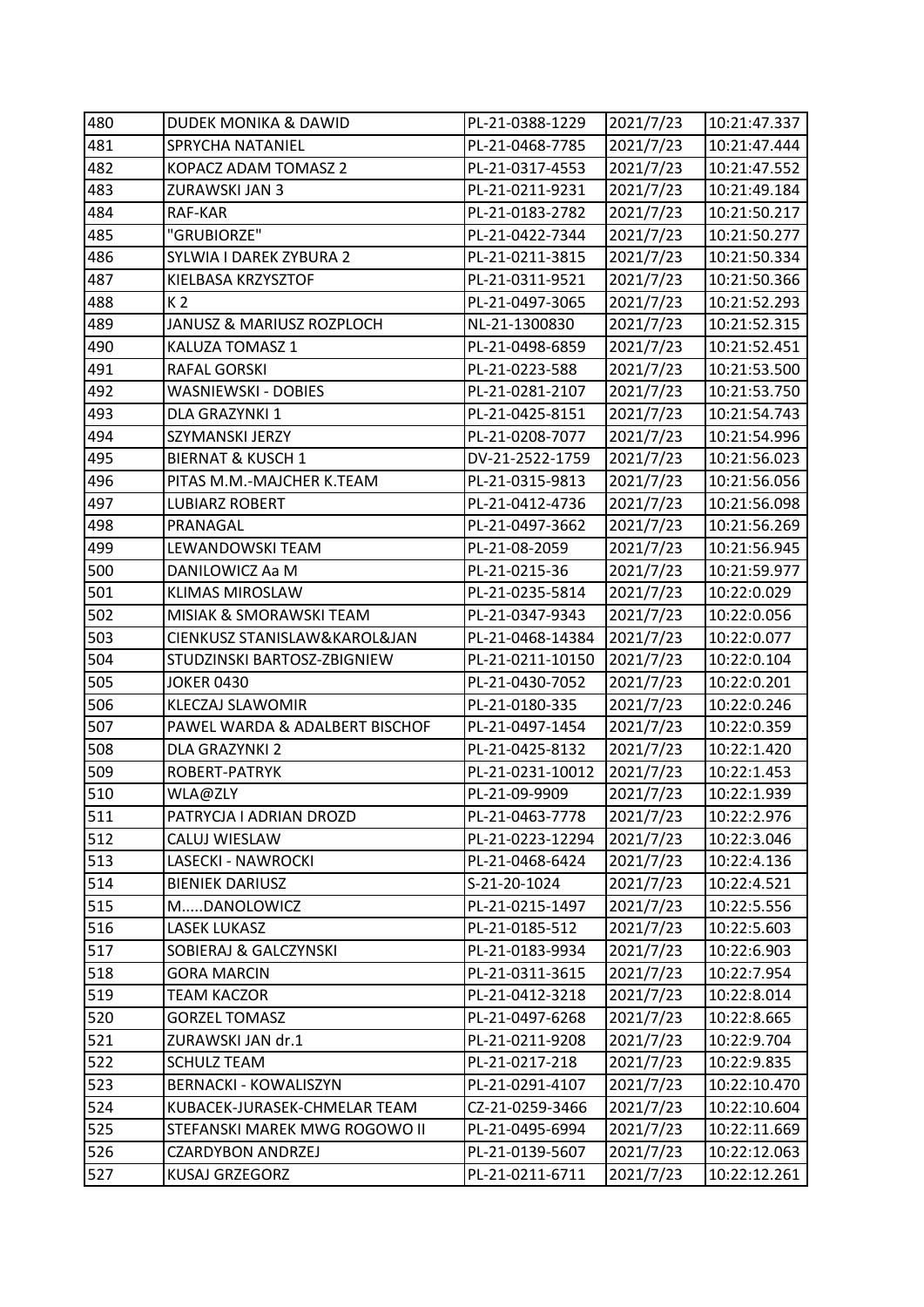| 480 | DUDEK MONIKA & DAWID | PL-21-0388-1229 | 2021/7/23 | 10:21:47.337 |
|---|---|---|---|---|
| 481 | SPRYCHA NATANIEL | PL-21-0468-7785 | 2021/7/23 | 10:21:47.444 |
| 482 | KOPACZ ADAM TOMASZ 2 | PL-21-0317-4553 | 2021/7/23 | 10:21:47.552 |
| 483 | ZURAWSKI JAN 3 | PL-21-0211-9231 | 2021/7/23 | 10:21:49.184 |
| 484 | RAF-KAR | PL-21-0183-2782 | 2021/7/23 | 10:21:50.217 |
| 485 | "GRUBIORZE" | PL-21-0422-7344 | 2021/7/23 | 10:21:50.277 |
| 486 | SYLWIA I DAREK ZYBURA 2 | PL-21-0211-3815 | 2021/7/23 | 10:21:50.334 |
| 487 | KIELBASA KRZYSZTOF | PL-21-0311-9521 | 2021/7/23 | 10:21:50.366 |
| 488 | K 2 | PL-21-0497-3065 | 2021/7/23 | 10:21:52.293 |
| 489 | JANUSZ & MARIUSZ ROZPLOCH | NL-21-1300830 | 2021/7/23 | 10:21:52.315 |
| 490 | KALUZA TOMASZ 1 | PL-21-0498-6859 | 2021/7/23 | 10:21:52.451 |
| 491 | RAFAL GORSKI | PL-21-0223-588 | 2021/7/23 | 10:21:53.500 |
| 492 | WASNIEWSKI - DOBIES | PL-21-0281-2107 | 2021/7/23 | 10:21:53.750 |
| 493 | DLA GRAZYNKI 1 | PL-21-0425-8151 | 2021/7/23 | 10:21:54.743 |
| 494 | SZYMANSKI JERZY | PL-21-0208-7077 | 2021/7/23 | 10:21:54.996 |
| 495 | BIERNAT & KUSCH 1 | DV-21-2522-1759 | 2021/7/23 | 10:21:56.023 |
| 496 | PITAS M.M.-MAJCHER K.TEAM | PL-21-0315-9813 | 2021/7/23 | 10:21:56.056 |
| 497 | LUBIARZ ROBERT | PL-21-0412-4736 | 2021/7/23 | 10:21:56.098 |
| 498 | PRANAGAL | PL-21-0497-3662 | 2021/7/23 | 10:21:56.269 |
| 499 | LEWANDOWSKI TEAM | PL-21-08-2059 | 2021/7/23 | 10:21:56.945 |
| 500 | DANILOWICZ Aa M | PL-21-0215-36 | 2021/7/23 | 10:21:59.977 |
| 501 | KLIMAS MIROSLAW | PL-21-0235-5814 | 2021/7/23 | 10:22:0.029 |
| 502 | MISIAK & SMORAWSKI TEAM | PL-21-0347-9343 | 2021/7/23 | 10:22:0.056 |
| 503 | CIENKUSZ STANISLAW&KAROL&JAN | PL-21-0468-14384 | 2021/7/23 | 10:22:0.077 |
| 504 | STUDZINSKI BARTOSZ-ZBIGNIEW | PL-21-0211-10150 | 2021/7/23 | 10:22:0.104 |
| 505 | JOKER 0430 | PL-21-0430-7052 | 2021/7/23 | 10:22:0.201 |
| 506 | KLECZAJ SLAWOMIR | PL-21-0180-335 | 2021/7/23 | 10:22:0.246 |
| 507 | PAWEL WARDA & ADALBERT BISCHOF | PL-21-0497-1454 | 2021/7/23 | 10:22:0.359 |
| 508 | DLA GRAZYNKI 2 | PL-21-0425-8132 | 2021/7/23 | 10:22:1.420 |
| 509 | ROBERT-PATRYK | PL-21-0231-10012 | 2021/7/23 | 10:22:1.453 |
| 510 | WLA@ZLY | PL-21-09-9909 | 2021/7/23 | 10:22:1.939 |
| 511 | PATRYCJA I ADRIAN DROZD | PL-21-0463-7778 | 2021/7/23 | 10:22:2.976 |
| 512 | CALUJ WIESLAW | PL-21-0223-12294 | 2021/7/23 | 10:22:3.046 |
| 513 | LASECKI - NAWROCKI | PL-21-0468-6424 | 2021/7/23 | 10:22:4.136 |
| 514 | BIENIEK DARIUSZ | S-21-20-1024 | 2021/7/23 | 10:22:4.521 |
| 515 | M.....DANOLOWICZ | PL-21-0215-1497 | 2021/7/23 | 10:22:5.556 |
| 516 | LASEK LUKASZ | PL-21-0185-512 | 2021/7/23 | 10:22:5.603 |
| 517 | SOBIERAJ & GALCZYNSKI | PL-21-0183-9934 | 2021/7/23 | 10:22:6.903 |
| 518 | GORA MARCIN | PL-21-0311-3615 | 2021/7/23 | 10:22:7.954 |
| 519 | TEAM KACZOR | PL-21-0412-3218 | 2021/7/23 | 10:22:8.014 |
| 520 | GORZEL TOMASZ | PL-21-0497-6268 | 2021/7/23 | 10:22:8.665 |
| 521 | ZURAWSKI JAN dr.1 | PL-21-0211-9208 | 2021/7/23 | 10:22:9.704 |
| 522 | SCHULZ TEAM | PL-21-0217-218 | 2021/7/23 | 10:22:9.835 |
| 523 | BERNACKI - KOWALISZYN | PL-21-0291-4107 | 2021/7/23 | 10:22:10.470 |
| 524 | KUBACEK-JURASEK-CHMELAR TEAM | CZ-21-0259-3466 | 2021/7/23 | 10:22:10.604 |
| 525 | STEFANSKI MAREK MWG ROGOWO II | PL-21-0495-6994 | 2021/7/23 | 10:22:11.669 |
| 526 | CZARDYBON ANDRZEJ | PL-21-0139-5607 | 2021/7/23 | 10:22:12.063 |
| 527 | KUSAJ GRZEGORZ | PL-21-0211-6711 | 2021/7/23 | 10:22:12.261 |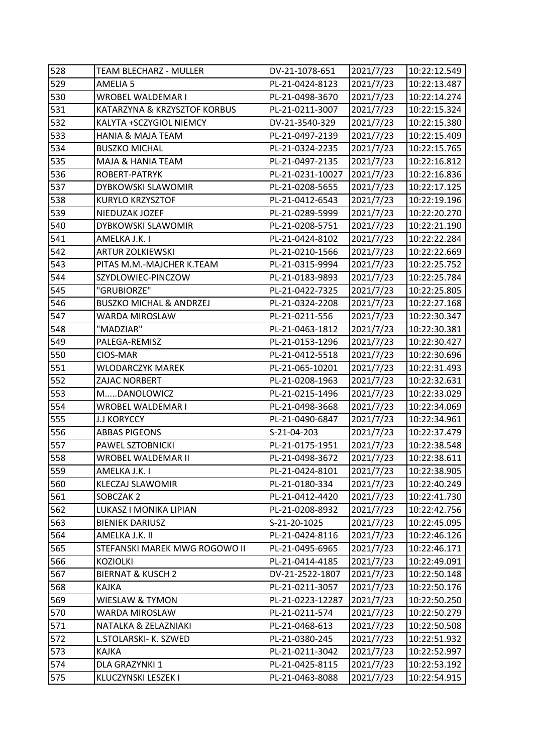| 528 | TEAM BLECHARZ - MULLER | DV-21-1078-651 | 2021/7/23 | 10:22:12.549 |
|---|---|---|---|---|
| 529 | AMELIA 5 | PL-21-0424-8123 | 2021/7/23 | 10:22:13.487 |
| 530 | WROBEL WALDEMAR I | PL-21-0498-3670 | 2021/7/23 | 10:22:14.274 |
| 531 | KATARZYNA & KRZYSZTOF KORBUS | PL-21-0211-3007 | 2021/7/23 | 10:22:15.324 |
| 532 | KALYTA +SCZYGIOL NIEMCY | DV-21-3540-329 | 2021/7/23 | 10:22:15.380 |
| 533 | HANIA & MAJA TEAM | PL-21-0497-2139 | 2021/7/23 | 10:22:15.409 |
| 534 | BUSZKO MICHAL | PL-21-0324-2235 | 2021/7/23 | 10:22:15.765 |
| 535 | MAJA & HANIA TEAM | PL-21-0497-2135 | 2021/7/23 | 10:22:16.812 |
| 536 | ROBERT-PATRYK | PL-21-0231-10027 | 2021/7/23 | 10:22:16.836 |
| 537 | DYBKOWSKI SLAWOMIR | PL-21-0208-5655 | 2021/7/23 | 10:22:17.125 |
| 538 | KURYLO KRZYSZTOF | PL-21-0412-6543 | 2021/7/23 | 10:22:19.196 |
| 539 | NIEDUZAK JOZEF | PL-21-0289-5999 | 2021/7/23 | 10:22:20.270 |
| 540 | DYBKOWSKI SLAWOMIR | PL-21-0208-5751 | 2021/7/23 | 10:22:21.190 |
| 541 | AMELKA J.K. I | PL-21-0424-8102 | 2021/7/23 | 10:22:22.284 |
| 542 | ARTUR ZOLKIEWSKI | PL-21-0210-1566 | 2021/7/23 | 10:22:22.669 |
| 543 | PITAS M.M.-MAJCHER K.TEAM | PL-21-0315-9994 | 2021/7/23 | 10:22:25.752 |
| 544 | SZYDLOWIEC-PINCZOW | PL-21-0183-9893 | 2021/7/23 | 10:22:25.784 |
| 545 | "GRUBIORZE" | PL-21-0422-7325 | 2021/7/23 | 10:22:25.805 |
| 546 | BUSZKO MICHAL & ANDRZEJ | PL-21-0324-2208 | 2021/7/23 | 10:22:27.168 |
| 547 | WARDA MIROSLAW | PL-21-0211-556 | 2021/7/23 | 10:22:30.347 |
| 548 | "MADZIAR" | PL-21-0463-1812 | 2021/7/23 | 10:22:30.381 |
| 549 | PALEGA-REMISZ | PL-21-0153-1296 | 2021/7/23 | 10:22:30.427 |
| 550 | CIOS-MAR | PL-21-0412-5518 | 2021/7/23 | 10:22:30.696 |
| 551 | WLODARCZYK MAREK | PL-21-065-10201 | 2021/7/23 | 10:22:31.493 |
| 552 | ZAJAC NORBERT | PL-21-0208-1963 | 2021/7/23 | 10:22:32.631 |
| 553 | M.....DANOLOWICZ | PL-21-0215-1496 | 2021/7/23 | 10:22:33.029 |
| 554 | WROBEL WALDEMAR I | PL-21-0498-3668 | 2021/7/23 | 10:22:34.069 |
| 555 | J.J KORYCCY | PL-21-0490-6847 | 2021/7/23 | 10:22:34.961 |
| 556 | ABBAS PIGEONS | S-21-04-203 | 2021/7/23 | 10:22:37.479 |
| 557 | PAWEL SZTOBNICKI | PL-21-0175-1951 | 2021/7/23 | 10:22:38.548 |
| 558 | WROBEL WALDEMAR II | PL-21-0498-3672 | 2021/7/23 | 10:22:38.611 |
| 559 | AMELKA J.K. I | PL-21-0424-8101 | 2021/7/23 | 10:22:38.905 |
| 560 | KLECZAJ SLAWOMIR | PL-21-0180-334 | 2021/7/23 | 10:22:40.249 |
| 561 | SOBCZAK 2 | PL-21-0412-4420 | 2021/7/23 | 10:22:41.730 |
| 562 | LUKASZ I MONIKA LIPIAN | PL-21-0208-8932 | 2021/7/23 | 10:22:42.756 |
| 563 | BIENIEK DARIUSZ | S-21-20-1025 | 2021/7/23 | 10:22:45.095 |
| 564 | AMELKA J.K. II | PL-21-0424-8116 | 2021/7/23 | 10:22:46.126 |
| 565 | STEFANSKI MAREK MWG ROGOWO II | PL-21-0495-6965 | 2021/7/23 | 10:22:46.171 |
| 566 | KOZIOLKI | PL-21-0414-4185 | 2021/7/23 | 10:22:49.091 |
| 567 | BIERNAT & KUSCH 2 | DV-21-2522-1807 | 2021/7/23 | 10:22:50.148 |
| 568 | KAJKA | PL-21-0211-3057 | 2021/7/23 | 10:22:50.176 |
| 569 | WIESLAW & TYMON | PL-21-0223-12287 | 2021/7/23 | 10:22:50.250 |
| 570 | WARDA MIROSLAW | PL-21-0211-574 | 2021/7/23 | 10:22:50.279 |
| 571 | NATALKA & ZELAZNIAKI | PL-21-0468-613 | 2021/7/23 | 10:22:50.508 |
| 572 | L.STOLARSKI- K. SZWED | PL-21-0380-245 | 2021/7/23 | 10:22:51.932 |
| 573 | KAJKA | PL-21-0211-3042 | 2021/7/23 | 10:22:52.997 |
| 574 | DLA GRAZYNKI 1 | PL-21-0425-8115 | 2021/7/23 | 10:22:53.192 |
| 575 | KLUCZYNSKI LESZEK I | PL-21-0463-8088 | 2021/7/23 | 10:22:54.915 |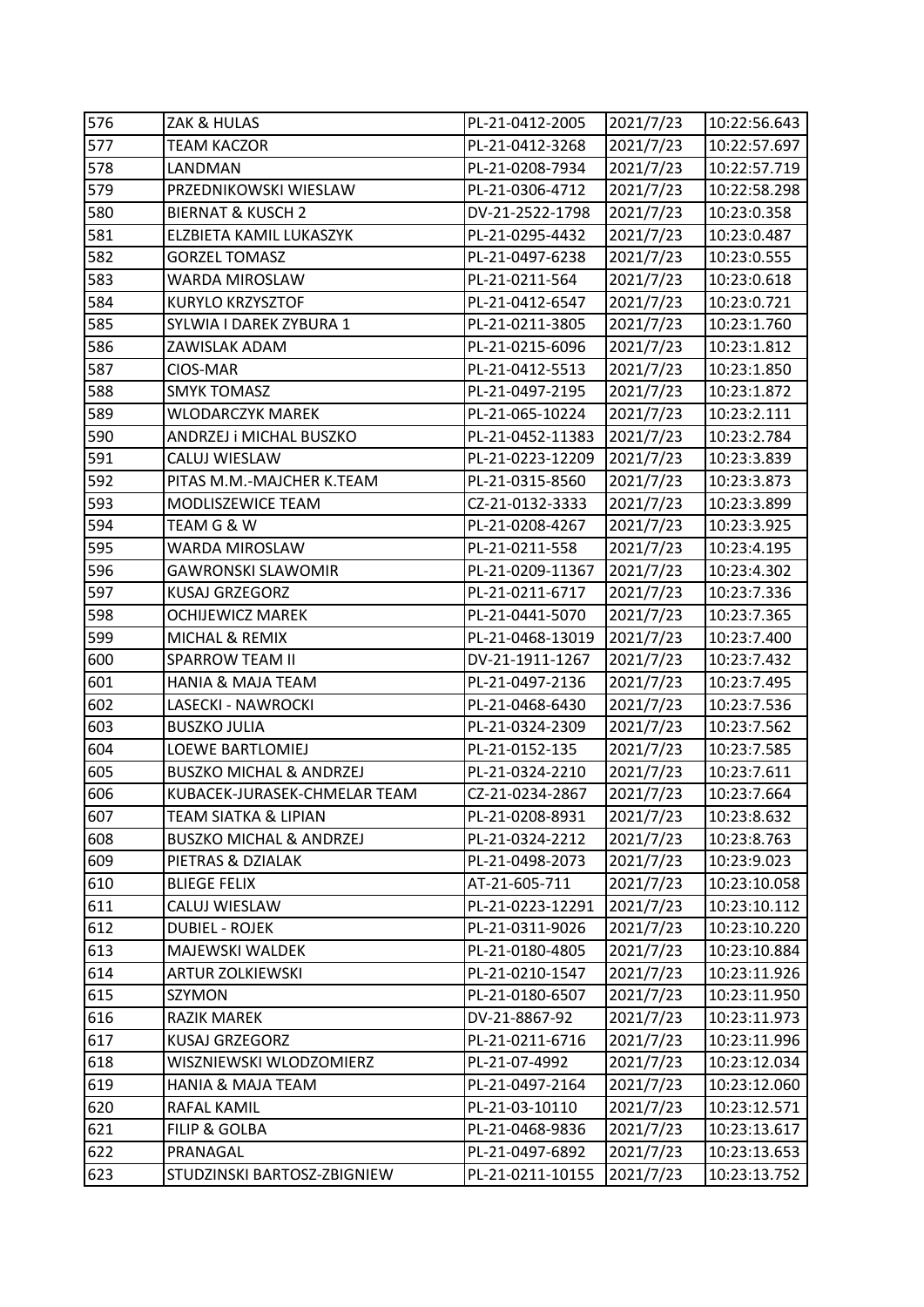| 576 | ZAK & HULAS | PL-21-0412-2005 | 2021/7/23 | 10:22:56.643 |
|---|---|---|---|---|
| 577 | TEAM KACZOR | PL-21-0412-3268 | 2021/7/23 | 10:22:57.697 |
| 578 | LANDMAN | PL-21-0208-7934 | 2021/7/23 | 10:22:57.719 |
| 579 | PRZEDNIKOWSKI WIESLAW | PL-21-0306-4712 | 2021/7/23 | 10:22:58.298 |
| 580 | BIERNAT & KUSCH 2 | DV-21-2522-1798 | 2021/7/23 | 10:23:0.358 |
| 581 | ELZBIETA KAMIL LUKASZYK | PL-21-0295-4432 | 2021/7/23 | 10:23:0.487 |
| 582 | GORZEL TOMASZ | PL-21-0497-6238 | 2021/7/23 | 10:23:0.555 |
| 583 | WARDA MIROSLAW | PL-21-0211-564 | 2021/7/23 | 10:23:0.618 |
| 584 | KURYLO KRZYSZTOF | PL-21-0412-6547 | 2021/7/23 | 10:23:0.721 |
| 585 | SYLWIA I DAREK ZYBURA 1 | PL-21-0211-3805 | 2021/7/23 | 10:23:1.760 |
| 586 | ZAWISLAK ADAM | PL-21-0215-6096 | 2021/7/23 | 10:23:1.812 |
| 587 | CIOS-MAR | PL-21-0412-5513 | 2021/7/23 | 10:23:1.850 |
| 588 | SMYK TOMASZ | PL-21-0497-2195 | 2021/7/23 | 10:23:1.872 |
| 589 | WLODARCZYK MAREK | PL-21-065-10224 | 2021/7/23 | 10:23:2.111 |
| 590 | ANDRZEJ i MICHAL BUSZKO | PL-21-0452-11383 | 2021/7/23 | 10:23:2.784 |
| 591 | CALUJ WIESLAW | PL-21-0223-12209 | 2021/7/23 | 10:23:3.839 |
| 592 | PITAS M.M.-MAJCHER K.TEAM | PL-21-0315-8560 | 2021/7/23 | 10:23:3.873 |
| 593 | MODLISZEWICE TEAM | CZ-21-0132-3333 | 2021/7/23 | 10:23:3.899 |
| 594 | TEAM G & W | PL-21-0208-4267 | 2021/7/23 | 10:23:3.925 |
| 595 | WARDA MIROSLAW | PL-21-0211-558 | 2021/7/23 | 10:23:4.195 |
| 596 | GAWRONSKI SLAWOMIR | PL-21-0209-11367 | 2021/7/23 | 10:23:4.302 |
| 597 | KUSAJ GRZEGORZ | PL-21-0211-6717 | 2021/7/23 | 10:23:7.336 |
| 598 | OCHIJEWICZ MAREK | PL-21-0441-5070 | 2021/7/23 | 10:23:7.365 |
| 599 | MICHAL & REMIX | PL-21-0468-13019 | 2021/7/23 | 10:23:7.400 |
| 600 | SPARROW TEAM II | DV-21-1911-1267 | 2021/7/23 | 10:23:7.432 |
| 601 | HANIA & MAJA TEAM | PL-21-0497-2136 | 2021/7/23 | 10:23:7.495 |
| 602 | LASECKI - NAWROCKI | PL-21-0468-6430 | 2021/7/23 | 10:23:7.536 |
| 603 | BUSZKO JULIA | PL-21-0324-2309 | 2021/7/23 | 10:23:7.562 |
| 604 | LOEWE BARTLOMIEJ | PL-21-0152-135 | 2021/7/23 | 10:23:7.585 |
| 605 | BUSZKO MICHAL & ANDRZEJ | PL-21-0324-2210 | 2021/7/23 | 10:23:7.611 |
| 606 | KUBACEK-JURASEK-CHMELAR TEAM | CZ-21-0234-2867 | 2021/7/23 | 10:23:7.664 |
| 607 | TEAM SIATKA & LIPIAN | PL-21-0208-8931 | 2021/7/23 | 10:23:8.632 |
| 608 | BUSZKO MICHAL & ANDRZEJ | PL-21-0324-2212 | 2021/7/23 | 10:23:8.763 |
| 609 | PIETRAS & DZIALAK | PL-21-0498-2073 | 2021/7/23 | 10:23:9.023 |
| 610 | BLIEGE FELIX | AT-21-605-711 | 2021/7/23 | 10:23:10.058 |
| 611 | CALUJ WIESLAW | PL-21-0223-12291 | 2021/7/23 | 10:23:10.112 |
| 612 | DUBIEL - ROJEK | PL-21-0311-9026 | 2021/7/23 | 10:23:10.220 |
| 613 | MAJEWSKI WALDEK | PL-21-0180-4805 | 2021/7/23 | 10:23:10.884 |
| 614 | ARTUR ZOLKIEWSKI | PL-21-0210-1547 | 2021/7/23 | 10:23:11.926 |
| 615 | SZYMON | PL-21-0180-6507 | 2021/7/23 | 10:23:11.950 |
| 616 | RAZIK MAREK | DV-21-8867-92 | 2021/7/23 | 10:23:11.973 |
| 617 | KUSAJ GRZEGORZ | PL-21-0211-6716 | 2021/7/23 | 10:23:11.996 |
| 618 | WISZNIEWSKI WLODZOMIERZ | PL-21-07-4992 | 2021/7/23 | 10:23:12.034 |
| 619 | HANIA & MAJA TEAM | PL-21-0497-2164 | 2021/7/23 | 10:23:12.060 |
| 620 | RAFAL KAMIL | PL-21-03-10110 | 2021/7/23 | 10:23:12.571 |
| 621 | FILIP & GOLBA | PL-21-0468-9836 | 2021/7/23 | 10:23:13.617 |
| 622 | PRANAGAL | PL-21-0497-6892 | 2021/7/23 | 10:23:13.653 |
| 623 | STUDZINSKI BARTOSZ-ZBIGNIEW | PL-21-0211-10155 | 2021/7/23 | 10:23:13.752 |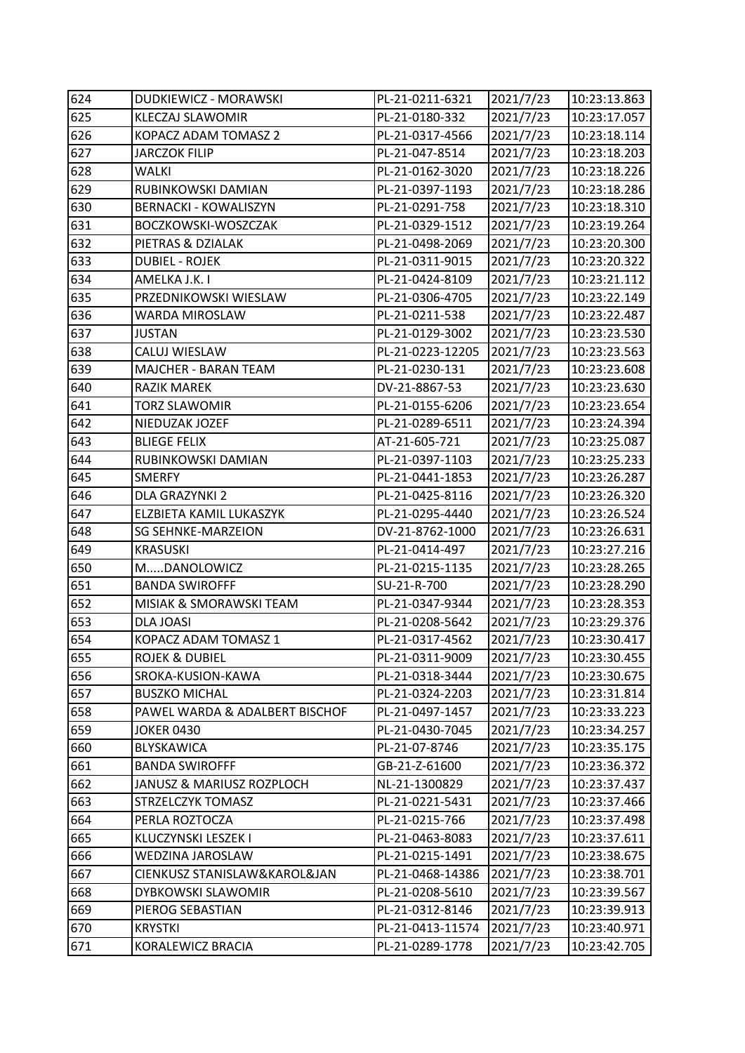| 624 | DUDKIEWICZ - MORAWSKI | PL-21-0211-6321 | 2021/7/23 | 10:23:13.863 |
|---|---|---|---|---|
| 625 | KLECZAJ SLAWOMIR | PL-21-0180-332 | 2021/7/23 | 10:23:17.057 |
| 626 | KOPACZ ADAM TOMASZ 2 | PL-21-0317-4566 | 2021/7/23 | 10:23:18.114 |
| 627 | JARCZOK FILIP | PL-21-047-8514 | 2021/7/23 | 10:23:18.203 |
| 628 | WALKI | PL-21-0162-3020 | 2021/7/23 | 10:23:18.226 |
| 629 | RUBINKOWSKI DAMIAN | PL-21-0397-1193 | 2021/7/23 | 10:23:18.286 |
| 630 | BERNACKI - KOWALISZYN | PL-21-0291-758 | 2021/7/23 | 10:23:18.310 |
| 631 | BOCZKOWSKI-WOSZCZAK | PL-21-0329-1512 | 2021/7/23 | 10:23:19.264 |
| 632 | PIETRAS & DZIALAK | PL-21-0498-2069 | 2021/7/23 | 10:23:20.300 |
| 633 | DUBIEL - ROJEK | PL-21-0311-9015 | 2021/7/23 | 10:23:20.322 |
| 634 | AMELKA J.K. I | PL-21-0424-8109 | 2021/7/23 | 10:23:21.112 |
| 635 | PRZEDNIKOWSKI WIESLAW | PL-21-0306-4705 | 2021/7/23 | 10:23:22.149 |
| 636 | WARDA MIROSLAW | PL-21-0211-538 | 2021/7/23 | 10:23:22.487 |
| 637 | JUSTAN | PL-21-0129-3002 | 2021/7/23 | 10:23:23.530 |
| 638 | CALUJ WIESLAW | PL-21-0223-12205 | 2021/7/23 | 10:23:23.563 |
| 639 | MAJCHER - BARAN TEAM | PL-21-0230-131 | 2021/7/23 | 10:23:23.608 |
| 640 | RAZIK MAREK | DV-21-8867-53 | 2021/7/23 | 10:23:23.630 |
| 641 | TORZ SLAWOMIR | PL-21-0155-6206 | 2021/7/23 | 10:23:23.654 |
| 642 | NIEDUZAK JOZEF | PL-21-0289-6511 | 2021/7/23 | 10:23:24.394 |
| 643 | BLIEGE FELIX | AT-21-605-721 | 2021/7/23 | 10:23:25.087 |
| 644 | RUBINKOWSKI DAMIAN | PL-21-0397-1103 | 2021/7/23 | 10:23:25.233 |
| 645 | SMERFY | PL-21-0441-1853 | 2021/7/23 | 10:23:26.287 |
| 646 | DLA GRAZYNKI 2 | PL-21-0425-8116 | 2021/7/23 | 10:23:26.320 |
| 647 | ELZBIETA KAMIL LUKASZYK | PL-21-0295-4440 | 2021/7/23 | 10:23:26.524 |
| 648 | SG SEHNKE-MARZEION | DV-21-8762-1000 | 2021/7/23 | 10:23:26.631 |
| 649 | KRASUSKI | PL-21-0414-497 | 2021/7/23 | 10:23:27.216 |
| 650 | M.....DANOLOWICZ | PL-21-0215-1135 | 2021/7/23 | 10:23:28.265 |
| 651 | BANDA SWIROFFF | SU-21-R-700 | 2021/7/23 | 10:23:28.290 |
| 652 | MISIAK & SMORAWSKI TEAM | PL-21-0347-9344 | 2021/7/23 | 10:23:28.353 |
| 653 | DLA JOASI | PL-21-0208-5642 | 2021/7/23 | 10:23:29.376 |
| 654 | KOPACZ ADAM TOMASZ 1 | PL-21-0317-4562 | 2021/7/23 | 10:23:30.417 |
| 655 | ROJEK & DUBIEL | PL-21-0311-9009 | 2021/7/23 | 10:23:30.455 |
| 656 | SROKA-KUSION-KAWA | PL-21-0318-3444 | 2021/7/23 | 10:23:30.675 |
| 657 | BUSZKO MICHAL | PL-21-0324-2203 | 2021/7/23 | 10:23:31.814 |
| 658 | PAWEL WARDA & ADALBERT BISCHOF | PL-21-0497-1457 | 2021/7/23 | 10:23:33.223 |
| 659 | JOKER 0430 | PL-21-0430-7045 | 2021/7/23 | 10:23:34.257 |
| 660 | BLYSKAWICA | PL-21-07-8746 | 2021/7/23 | 10:23:35.175 |
| 661 | BANDA SWIROFFF | GB-21-Z-61600 | 2021/7/23 | 10:23:36.372 |
| 662 | JANUSZ & MARIUSZ ROZPLOCH | NL-21-1300829 | 2021/7/23 | 10:23:37.437 |
| 663 | STRZELCZYK TOMASZ | PL-21-0221-5431 | 2021/7/23 | 10:23:37.466 |
| 664 | PERLA ROZTOCZA | PL-21-0215-766 | 2021/7/23 | 10:23:37.498 |
| 665 | KLUCZYNSKI LESZEK I | PL-21-0463-8083 | 2021/7/23 | 10:23:37.611 |
| 666 | WEDZINA JAROSLAW | PL-21-0215-1491 | 2021/7/23 | 10:23:38.675 |
| 667 | CIENKUSZ STANISLAW&KAROL&JAN | PL-21-0468-14386 | 2021/7/23 | 10:23:38.701 |
| 668 | DYBKOWSKI SLAWOMIR | PL-21-0208-5610 | 2021/7/23 | 10:23:39.567 |
| 669 | PIEROG SEBASTIAN | PL-21-0312-8146 | 2021/7/23 | 10:23:39.913 |
| 670 | KRYSTKI | PL-21-0413-11574 | 2021/7/23 | 10:23:40.971 |
| 671 | KORALEWICZ BRACIA | PL-21-0289-1778 | 2021/7/23 | 10:23:42.705 |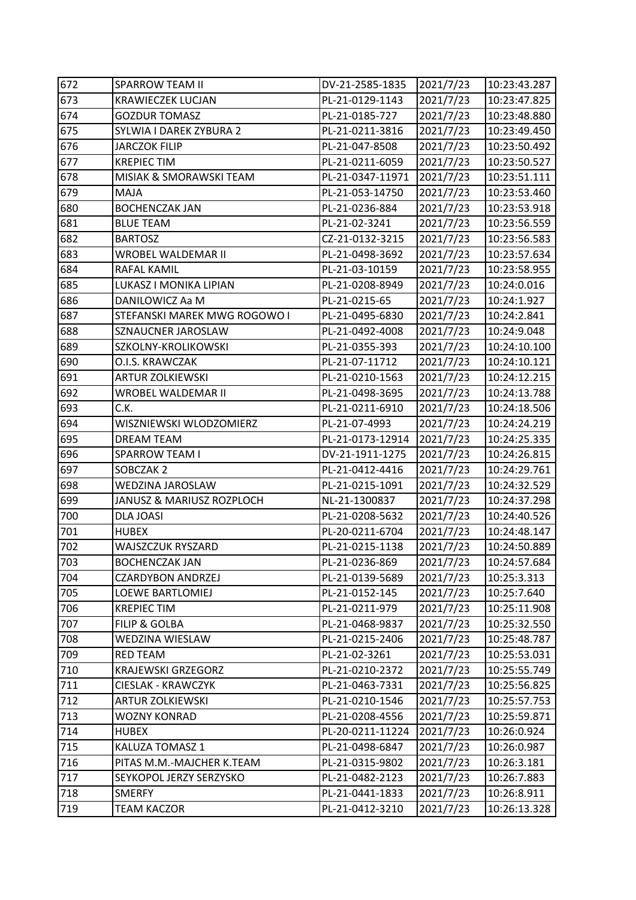| 672 | SPARROW TEAM II | DV-21-2585-1835 | 2021/7/23 | 10:23:43.287 |
|---|---|---|---|---|
| 673 | KRAWIECZEK LUCJAN | PL-21-0129-1143 | 2021/7/23 | 10:23:47.825 |
| 674 | GOZDUR TOMASZ | PL-21-0185-727 | 2021/7/23 | 10:23:48.880 |
| 675 | SYLWIA I DAREK ZYBURA 2 | PL-21-0211-3816 | 2021/7/23 | 10:23:49.450 |
| 676 | JARCZOK FILIP | PL-21-047-8508 | 2021/7/23 | 10:23:50.492 |
| 677 | KREPIEC TIM | PL-21-0211-6059 | 2021/7/23 | 10:23:50.527 |
| 678 | MISIAK & SMORAWSKI TEAM | PL-21-0347-11971 | 2021/7/23 | 10:23:51.111 |
| 679 | MAJA | PL-21-053-14750 | 2021/7/23 | 10:23:53.460 |
| 680 | BOCHENCZAK JAN | PL-21-0236-884 | 2021/7/23 | 10:23:53.918 |
| 681 | BLUE TEAM | PL-21-02-3241 | 2021/7/23 | 10:23:56.559 |
| 682 | BARTOSZ | CZ-21-0132-3215 | 2021/7/23 | 10:23:56.583 |
| 683 | WROBEL WALDEMAR II | PL-21-0498-3692 | 2021/7/23 | 10:23:57.634 |
| 684 | RAFAL KAMIL | PL-21-03-10159 | 2021/7/23 | 10:23:58.955 |
| 685 | LUKASZ I MONIKA LIPIAN | PL-21-0208-8949 | 2021/7/23 | 10:24:0.016 |
| 686 | DANILOWICZ Aa M | PL-21-0215-65 | 2021/7/23 | 10:24:1.927 |
| 687 | STEFANSKI MAREK MWG ROGOWO I | PL-21-0495-6830 | 2021/7/23 | 10:24:2.841 |
| 688 | SZNAUCNER JAROSLAW | PL-21-0492-4008 | 2021/7/23 | 10:24:9.048 |
| 689 | SZKOLNY-KROLIKOWSKI | PL-21-0355-393 | 2021/7/23 | 10:24:10.100 |
| 690 | O.I.S. KRAWCZAK | PL-21-07-11712 | 2021/7/23 | 10:24:10.121 |
| 691 | ARTUR ZOLKIEWSKI | PL-21-0210-1563 | 2021/7/23 | 10:24:12.215 |
| 692 | WROBEL WALDEMAR II | PL-21-0498-3695 | 2021/7/23 | 10:24:13.788 |
| 693 | C.K. | PL-21-0211-6910 | 2021/7/23 | 10:24:18.506 |
| 694 | WISZNIEWSKI WLODZOMIERZ | PL-21-07-4993 | 2021/7/23 | 10:24:24.219 |
| 695 | DREAM TEAM | PL-21-0173-12914 | 2021/7/23 | 10:24:25.335 |
| 696 | SPARROW TEAM I | DV-21-1911-1275 | 2021/7/23 | 10:24:26.815 |
| 697 | SOBCZAK 2 | PL-21-0412-4416 | 2021/7/23 | 10:24:29.761 |
| 698 | WEDZINA JAROSLAW | PL-21-0215-1091 | 2021/7/23 | 10:24:32.529 |
| 699 | JANUSZ & MARIUSZ ROZPLOCH | NL-21-1300837 | 2021/7/23 | 10:24:37.298 |
| 700 | DLA JOASI | PL-21-0208-5632 | 2021/7/23 | 10:24:40.526 |
| 701 | HUBEX | PL-20-0211-6704 | 2021/7/23 | 10:24:48.147 |
| 702 | WAJSZCZUK RYSZARD | PL-21-0215-1138 | 2021/7/23 | 10:24:50.889 |
| 703 | BOCHENCZAK JAN | PL-21-0236-869 | 2021/7/23 | 10:24:57.684 |
| 704 | CZARDYBON ANDRZEJ | PL-21-0139-5689 | 2021/7/23 | 10:25:3.313 |
| 705 | LOEWE BARTLOMIEJ | PL-21-0152-145 | 2021/7/23 | 10:25:7.640 |
| 706 | KREPIEC TIM | PL-21-0211-979 | 2021/7/23 | 10:25:11.908 |
| 707 | FILIP & GOLBA | PL-21-0468-9837 | 2021/7/23 | 10:25:32.550 |
| 708 | WEDZINA WIESLAW | PL-21-0215-2406 | 2021/7/23 | 10:25:48.787 |
| 709 | RED TEAM | PL-21-02-3261 | 2021/7/23 | 10:25:53.031 |
| 710 | KRAJEWSKI GRZEGORZ | PL-21-0210-2372 | 2021/7/23 | 10:25:55.749 |
| 711 | CIESLAK - KRAWCZYK | PL-21-0463-7331 | 2021/7/23 | 10:25:56.825 |
| 712 | ARTUR ZOLKIEWSKI | PL-21-0210-1546 | 2021/7/23 | 10:25:57.753 |
| 713 | WOZNY KONRAD | PL-21-0208-4556 | 2021/7/23 | 10:25:59.871 |
| 714 | HUBEX | PL-20-0211-11224 | 2021/7/23 | 10:26:0.924 |
| 715 | KALUZA TOMASZ 1 | PL-21-0498-6847 | 2021/7/23 | 10:26:0.987 |
| 716 | PITAS M.M.-MAJCHER K.TEAM | PL-21-0315-9802 | 2021/7/23 | 10:26:3.181 |
| 717 | SEYKOPOL JERZY SERZYSKO | PL-21-0482-2123 | 2021/7/23 | 10:26:7.883 |
| 718 | SMERFY | PL-21-0441-1833 | 2021/7/23 | 10:26:8.911 |
| 719 | TEAM KACZOR | PL-21-0412-3210 | 2021/7/23 | 10:26:13.328 |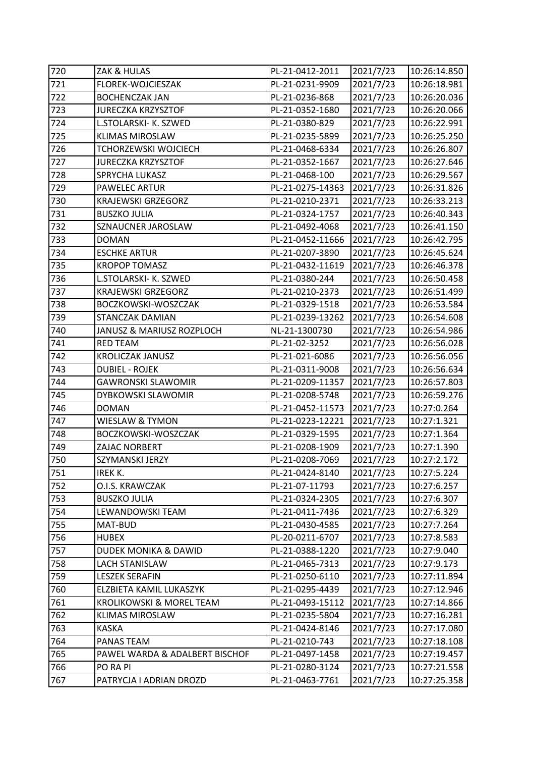| 720 | ZAK & HULAS | PL-21-0412-2011 | 2021/7/23 | 10:26:14.850 |
|---|---|---|---|---|
| 721 | FLOREK-WOJCIESZAK | PL-21-0231-9909 | 2021/7/23 | 10:26:18.981 |
| 722 | BOCHENCZAK JAN | PL-21-0236-868 | 2021/7/23 | 10:26:20.036 |
| 723 | JURECZKA KRZYSZTOF | PL-21-0352-1680 | 2021/7/23 | 10:26:20.066 |
| 724 | L.STOLARSKI- K. SZWED | PL-21-0380-829 | 2021/7/23 | 10:26:22.991 |
| 725 | KLIMAS MIROSLAW | PL-21-0235-5899 | 2021/7/23 | 10:26:25.250 |
| 726 | TCHORZEWSKI WOJCIECH | PL-21-0468-6334 | 2021/7/23 | 10:26:26.807 |
| 727 | JURECZKA KRZYSZTOF | PL-21-0352-1667 | 2021/7/23 | 10:26:27.646 |
| 728 | SPRYCHA LUKASZ | PL-21-0468-100 | 2021/7/23 | 10:26:29.567 |
| 729 | PAWELEC ARTUR | PL-21-0275-14363 | 2021/7/23 | 10:26:31.826 |
| 730 | KRAJEWSKI GRZEGORZ | PL-21-0210-2371 | 2021/7/23 | 10:26:33.213 |
| 731 | BUSZKO JULIA | PL-21-0324-1757 | 2021/7/23 | 10:26:40.343 |
| 732 | SZNAUCNER JAROSLAW | PL-21-0492-4068 | 2021/7/23 | 10:26:41.150 |
| 733 | DOMAN | PL-21-0452-11666 | 2021/7/23 | 10:26:42.795 |
| 734 | ESCHKE ARTUR | PL-21-0207-3890 | 2021/7/23 | 10:26:45.624 |
| 735 | KROPOP TOMASZ | PL-21-0432-11619 | 2021/7/23 | 10:26:46.378 |
| 736 | L.STOLARSKI- K. SZWED | PL-21-0380-244 | 2021/7/23 | 10:26:50.458 |
| 737 | KRAJEWSKI GRZEGORZ | PL-21-0210-2373 | 2021/7/23 | 10:26:51.499 |
| 738 | BOCZKOWSKI-WOSZCZAK | PL-21-0329-1518 | 2021/7/23 | 10:26:53.584 |
| 739 | STANCZAK DAMIAN | PL-21-0239-13262 | 2021/7/23 | 10:26:54.608 |
| 740 | JANUSZ & MARIUSZ ROZPLOCH | NL-21-1300730 | 2021/7/23 | 10:26:54.986 |
| 741 | RED TEAM | PL-21-02-3252 | 2021/7/23 | 10:26:56.028 |
| 742 | KROLICZAK JANUSZ | PL-21-021-6086 | 2021/7/23 | 10:26:56.056 |
| 743 | DUBIEL - ROJEK | PL-21-0311-9008 | 2021/7/23 | 10:26:56.634 |
| 744 | GAWRONSKI SLAWOMIR | PL-21-0209-11357 | 2021/7/23 | 10:26:57.803 |
| 745 | DYBKOWSKI SLAWOMIR | PL-21-0208-5748 | 2021/7/23 | 10:26:59.276 |
| 746 | DOMAN | PL-21-0452-11573 | 2021/7/23 | 10:27:0.264 |
| 747 | WIESLAW & TYMON | PL-21-0223-12221 | 2021/7/23 | 10:27:1.321 |
| 748 | BOCZKOWSKI-WOSZCZAK | PL-21-0329-1595 | 2021/7/23 | 10:27:1.364 |
| 749 | ZAJAC NORBERT | PL-21-0208-1909 | 2021/7/23 | 10:27:1.390 |
| 750 | SZYMANSKI JERZY | PL-21-0208-7069 | 2021/7/23 | 10:27:2.172 |
| 751 | IREK K. | PL-21-0424-8140 | 2021/7/23 | 10:27:5.224 |
| 752 | O.I.S. KRAWCZAK | PL-21-07-11793 | 2021/7/23 | 10:27:6.257 |
| 753 | BUSZKO JULIA | PL-21-0324-2305 | 2021/7/23 | 10:27:6.307 |
| 754 | LEWANDOWSKI TEAM | PL-21-0411-7436 | 2021/7/23 | 10:27:6.329 |
| 755 | MAT-BUD | PL-21-0430-4585 | 2021/7/23 | 10:27:7.264 |
| 756 | HUBEX | PL-20-0211-6707 | 2021/7/23 | 10:27:8.583 |
| 757 | DUDEK MONIKA & DAWID | PL-21-0388-1220 | 2021/7/23 | 10:27:9.040 |
| 758 | LACH STANISLAW | PL-21-0465-7313 | 2021/7/23 | 10:27:9.173 |
| 759 | LESZEK SERAFIN | PL-21-0250-6110 | 2021/7/23 | 10:27:11.894 |
| 760 | ELZBIETA KAMIL LUKASZYK | PL-21-0295-4439 | 2021/7/23 | 10:27:12.946 |
| 761 | KROLIKOWSKI & MOREL TEAM | PL-21-0493-15112 | 2021/7/23 | 10:27:14.866 |
| 762 | KLIMAS MIROSLAW | PL-21-0235-5804 | 2021/7/23 | 10:27:16.281 |
| 763 | KASKA | PL-21-0424-8146 | 2021/7/23 | 10:27:17.080 |
| 764 | PANAS TEAM | PL-21-0210-743 | 2021/7/23 | 10:27:18.108 |
| 765 | PAWEL WARDA & ADALBERT BISCHOF | PL-21-0497-1458 | 2021/7/23 | 10:27:19.457 |
| 766 | PO RA PI | PL-21-0280-3124 | 2021/7/23 | 10:27:21.558 |
| 767 | PATRYCJA I ADRIAN DROZD | PL-21-0463-7761 | 2021/7/23 | 10:27:25.358 |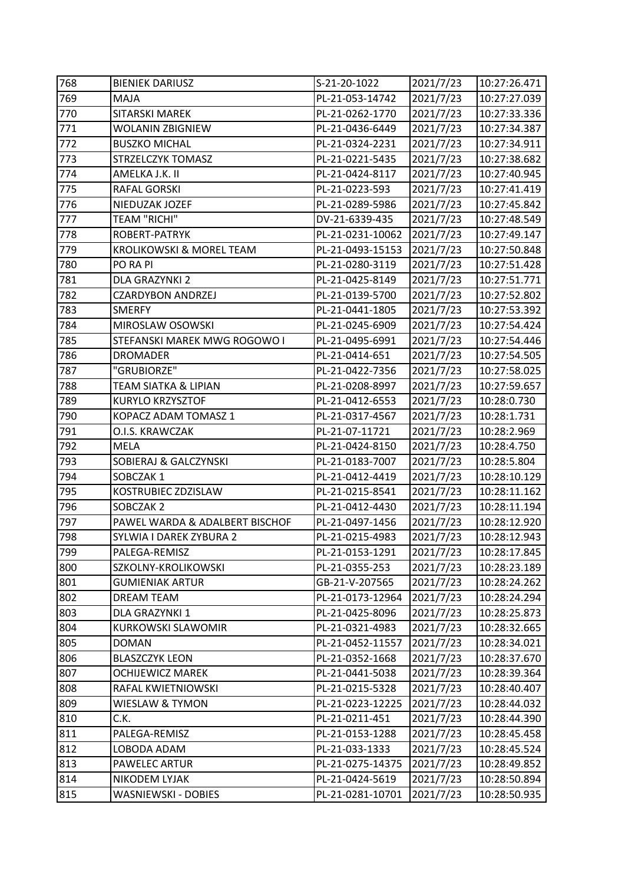| 768 | BIENIEK DARIUSZ | S-21-20-1022 | 2021/7/23 | 10:27:26.471 |
|---|---|---|---|---|
| 769 | MAJA | PL-21-053-14742 | 2021/7/23 | 10:27:27.039 |
| 770 | SITARSKI MAREK | PL-21-0262-1770 | 2021/7/23 | 10:27:33.336 |
| 771 | WOLANIN ZBIGNIEW | PL-21-0436-6449 | 2021/7/23 | 10:27:34.387 |
| 772 | BUSZKO MICHAL | PL-21-0324-2231 | 2021/7/23 | 10:27:34.911 |
| 773 | STRZELCZYK TOMASZ | PL-21-0221-5435 | 2021/7/23 | 10:27:38.682 |
| 774 | AMELKA J.K. II | PL-21-0424-8117 | 2021/7/23 | 10:27:40.945 |
| 775 | RAFAL GORSKI | PL-21-0223-593 | 2021/7/23 | 10:27:41.419 |
| 776 | NIEDUZAK JOZEF | PL-21-0289-5986 | 2021/7/23 | 10:27:45.842 |
| 777 | TEAM "RICHI" | DV-21-6339-435 | 2021/7/23 | 10:27:48.549 |
| 778 | ROBERT-PATRYK | PL-21-0231-10062 | 2021/7/23 | 10:27:49.147 |
| 779 | KROLIKOWSKI & MOREL TEAM | PL-21-0493-15153 | 2021/7/23 | 10:27:50.848 |
| 780 | PO RA PI | PL-21-0280-3119 | 2021/7/23 | 10:27:51.428 |
| 781 | DLA GRAZYNKI 2 | PL-21-0425-8149 | 2021/7/23 | 10:27:51.771 |
| 782 | CZARDYBON ANDRZEJ | PL-21-0139-5700 | 2021/7/23 | 10:27:52.802 |
| 783 | SMERFY | PL-21-0441-1805 | 2021/7/23 | 10:27:53.392 |
| 784 | MIROSLAW OSOWSKI | PL-21-0245-6909 | 2021/7/23 | 10:27:54.424 |
| 785 | STEFANSKI MAREK MWG ROGOWO I | PL-21-0495-6991 | 2021/7/23 | 10:27:54.446 |
| 786 | DROMADER | PL-21-0414-651 | 2021/7/23 | 10:27:54.505 |
| 787 | "GRUBIORZE" | PL-21-0422-7356 | 2021/7/23 | 10:27:58.025 |
| 788 | TEAM SIATKA & LIPIAN | PL-21-0208-8997 | 2021/7/23 | 10:27:59.657 |
| 789 | KURYLO KRZYSZTOF | PL-21-0412-6553 | 2021/7/23 | 10:28:0.730 |
| 790 | KOPACZ ADAM TOMASZ 1 | PL-21-0317-4567 | 2021/7/23 | 10:28:1.731 |
| 791 | O.I.S. KRAWCZAK | PL-21-07-11721 | 2021/7/23 | 10:28:2.969 |
| 792 | MELA | PL-21-0424-8150 | 2021/7/23 | 10:28:4.750 |
| 793 | SOBIERAJ & GALCZYNSKI | PL-21-0183-7007 | 2021/7/23 | 10:28:5.804 |
| 794 | SOBCZAK 1 | PL-21-0412-4419 | 2021/7/23 | 10:28:10.129 |
| 795 | KOSTRUBIEC ZDZISLAW | PL-21-0215-8541 | 2021/7/23 | 10:28:11.162 |
| 796 | SOBCZAK 2 | PL-21-0412-4430 | 2021/7/23 | 10:28:11.194 |
| 797 | PAWEL WARDA & ADALBERT BISCHOF | PL-21-0497-1456 | 2021/7/23 | 10:28:12.920 |
| 798 | SYLWIA I DAREK ZYBURA 2 | PL-21-0215-4983 | 2021/7/23 | 10:28:12.943 |
| 799 | PALEGA-REMISZ | PL-21-0153-1291 | 2021/7/23 | 10:28:17.845 |
| 800 | SZKOLNY-KROLIKOWSKI | PL-21-0355-253 | 2021/7/23 | 10:28:23.189 |
| 801 | GUMIENIAK ARTUR | GB-21-V-207565 | 2021/7/23 | 10:28:24.262 |
| 802 | DREAM TEAM | PL-21-0173-12964 | 2021/7/23 | 10:28:24.294 |
| 803 | DLA GRAZYNKI 1 | PL-21-0425-8096 | 2021/7/23 | 10:28:25.873 |
| 804 | KURKOWSKI SLAWOMIR | PL-21-0321-4983 | 2021/7/23 | 10:28:32.665 |
| 805 | DOMAN | PL-21-0452-11557 | 2021/7/23 | 10:28:34.021 |
| 806 | BLASZCZYK LEON | PL-21-0352-1668 | 2021/7/23 | 10:28:37.670 |
| 807 | OCHIJEWICZ MAREK | PL-21-0441-5038 | 2021/7/23 | 10:28:39.364 |
| 808 | RAFAL KWIETNIOWSKI | PL-21-0215-5328 | 2021/7/23 | 10:28:40.407 |
| 809 | WIESLAW & TYMON | PL-21-0223-12225 | 2021/7/23 | 10:28:44.032 |
| 810 | C.K. | PL-21-0211-451 | 2021/7/23 | 10:28:44.390 |
| 811 | PALEGA-REMISZ | PL-21-0153-1288 | 2021/7/23 | 10:28:45.458 |
| 812 | LOBODA ADAM | PL-21-033-1333 | 2021/7/23 | 10:28:45.524 |
| 813 | PAWELEC ARTUR | PL-21-0275-14375 | 2021/7/23 | 10:28:49.852 |
| 814 | NIKODEM LYJAK | PL-21-0424-5619 | 2021/7/23 | 10:28:50.894 |
| 815 | WASNIEWSKI - DOBIES | PL-21-0281-10701 | 2021/7/23 | 10:28:50.935 |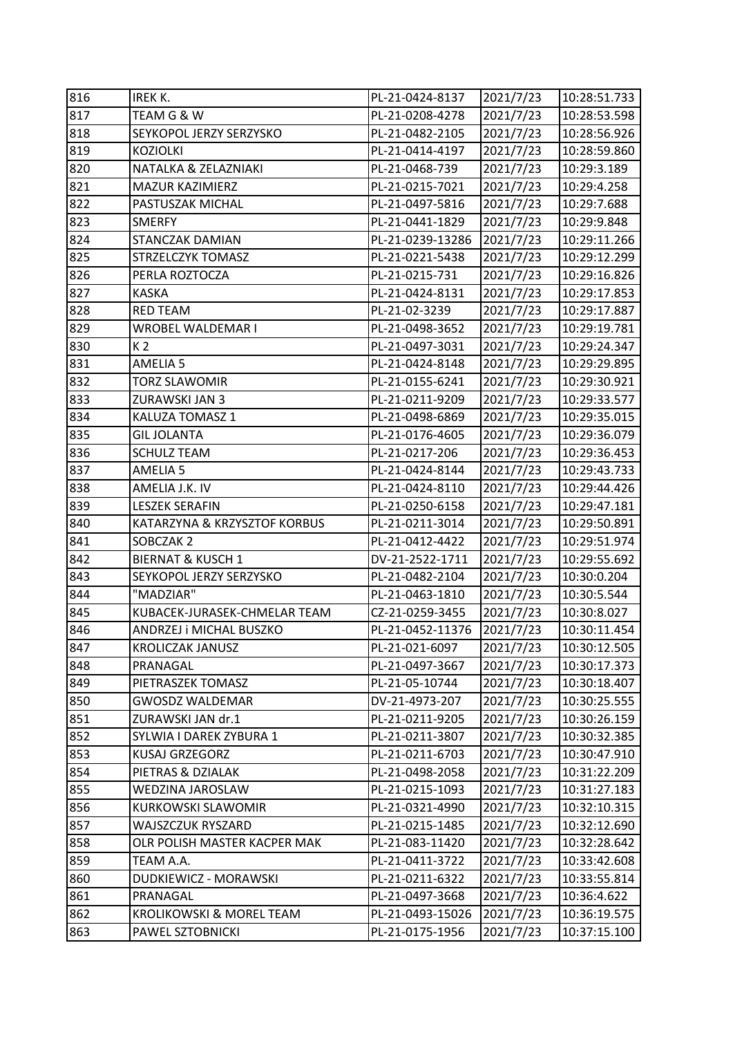| 816 | IREK K. | PL-21-0424-8137 | 2021/7/23 | 10:28:51.733 |
|---|---|---|---|---|
| 817 | TEAM G & W | PL-21-0208-4278 | 2021/7/23 | 10:28:53.598 |
| 818 | SEYKOPOL JERZY SERZYSKO | PL-21-0482-2105 | 2021/7/23 | 10:28:56.926 |
| 819 | KOZIOLKI | PL-21-0414-4197 | 2021/7/23 | 10:28:59.860 |
| 820 | NATALKA & ZELAZNIAKI | PL-21-0468-739 | 2021/7/23 | 10:29:3.189 |
| 821 | MAZUR KAZIMIERZ | PL-21-0215-7021 | 2021/7/23 | 10:29:4.258 |
| 822 | PASTUSZAK MICHAL | PL-21-0497-5816 | 2021/7/23 | 10:29:7.688 |
| 823 | SMERFY | PL-21-0441-1829 | 2021/7/23 | 10:29:9.848 |
| 824 | STANCZAK DAMIAN | PL-21-0239-13286 | 2021/7/23 | 10:29:11.266 |
| 825 | STRZELCZYK TOMASZ | PL-21-0221-5438 | 2021/7/23 | 10:29:12.299 |
| 826 | PERLA ROZTOCZA | PL-21-0215-731 | 2021/7/23 | 10:29:16.826 |
| 827 | KASKA | PL-21-0424-8131 | 2021/7/23 | 10:29:17.853 |
| 828 | RED TEAM | PL-21-02-3239 | 2021/7/23 | 10:29:17.887 |
| 829 | WROBEL WALDEMAR I | PL-21-0498-3652 | 2021/7/23 | 10:29:19.781 |
| 830 | K 2 | PL-21-0497-3031 | 2021/7/23 | 10:29:24.347 |
| 831 | AMELIA 5 | PL-21-0424-8148 | 2021/7/23 | 10:29:29.895 |
| 832 | TORZ SLAWOMIR | PL-21-0155-6241 | 2021/7/23 | 10:29:30.921 |
| 833 | ZURAWSKI JAN 3 | PL-21-0211-9209 | 2021/7/23 | 10:29:33.577 |
| 834 | KALUZA TOMASZ 1 | PL-21-0498-6869 | 2021/7/23 | 10:29:35.015 |
| 835 | GIL JOLANTA | PL-21-0176-4605 | 2021/7/23 | 10:29:36.079 |
| 836 | SCHULZ TEAM | PL-21-0217-206 | 2021/7/23 | 10:29:36.453 |
| 837 | AMELIA 5 | PL-21-0424-8144 | 2021/7/23 | 10:29:43.733 |
| 838 | AMELIA J.K. IV | PL-21-0424-8110 | 2021/7/23 | 10:29:44.426 |
| 839 | LESZEK SERAFIN | PL-21-0250-6158 | 2021/7/23 | 10:29:47.181 |
| 840 | KATARZYNA & KRZYSZTOF KORBUS | PL-21-0211-3014 | 2021/7/23 | 10:29:50.891 |
| 841 | SOBCZAK 2 | PL-21-0412-4422 | 2021/7/23 | 10:29:51.974 |
| 842 | BIERNAT & KUSCH 1 | DV-21-2522-1711 | 2021/7/23 | 10:29:55.692 |
| 843 | SEYKOPOL JERZY SERZYSKO | PL-21-0482-2104 | 2021/7/23 | 10:30:0.204 |
| 844 | "MADZIAR" | PL-21-0463-1810 | 2021/7/23 | 10:30:5.544 |
| 845 | KUBACEK-JURASEK-CHMELAR TEAM | CZ-21-0259-3455 | 2021/7/23 | 10:30:8.027 |
| 846 | ANDRZEJ i MICHAL BUSZKO | PL-21-0452-11376 | 2021/7/23 | 10:30:11.454 |
| 847 | KROLICZAK JANUSZ | PL-21-021-6097 | 2021/7/23 | 10:30:12.505 |
| 848 | PRANAGAL | PL-21-0497-3667 | 2021/7/23 | 10:30:17.373 |
| 849 | PIETRASZEK TOMASZ | PL-21-05-10744 | 2021/7/23 | 10:30:18.407 |
| 850 | GWOSDZ WALDEMAR | DV-21-4973-207 | 2021/7/23 | 10:30:25.555 |
| 851 | ZURAWSKI JAN dr.1 | PL-21-0211-9205 | 2021/7/23 | 10:30:26.159 |
| 852 | SYLWIA I DAREK ZYBURA 1 | PL-21-0211-3807 | 2021/7/23 | 10:30:32.385 |
| 853 | KUSAJ GRZEGORZ | PL-21-0211-6703 | 2021/7/23 | 10:30:47.910 |
| 854 | PIETRAS & DZIALAK | PL-21-0498-2058 | 2021/7/23 | 10:31:22.209 |
| 855 | WEDZINA JAROSLAW | PL-21-0215-1093 | 2021/7/23 | 10:31:27.183 |
| 856 | KURKOWSKI SLAWOMIR | PL-21-0321-4990 | 2021/7/23 | 10:32:10.315 |
| 857 | WAJSZCZUK RYSZARD | PL-21-0215-1485 | 2021/7/23 | 10:32:12.690 |
| 858 | OLR POLISH MASTER KACPER MAK | PL-21-083-11420 | 2021/7/23 | 10:32:28.642 |
| 859 | TEAM A.A. | PL-21-0411-3722 | 2021/7/23 | 10:33:42.608 |
| 860 | DUDKIEWICZ - MORAWSKI | PL-21-0211-6322 | 2021/7/23 | 10:33:55.814 |
| 861 | PRANAGAL | PL-21-0497-3668 | 2021/7/23 | 10:36:4.622 |
| 862 | KROLIKOWSKI & MOREL TEAM | PL-21-0493-15026 | 2021/7/23 | 10:36:19.575 |
| 863 | PAWEL SZTOBNICKI | PL-21-0175-1956 | 2021/7/23 | 10:37:15.100 |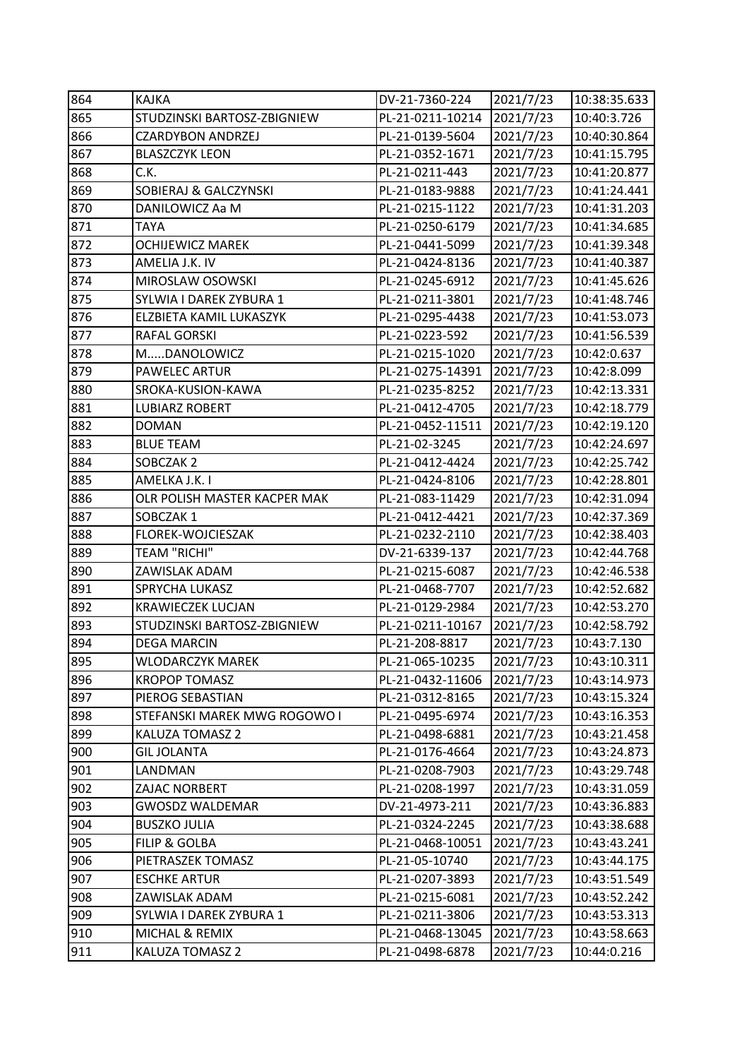| 864 | KAJKA | DV-21-7360-224 | 2021/7/23 | 10:38:35.633 |
|---|---|---|---|---|
| 865 | STUDZINSKI BARTOSZ-ZBIGNIEW | PL-21-0211-10214 | 2021/7/23 | 10:40:3.726 |
| 866 | CZARDYBON ANDRZEJ | PL-21-0139-5604 | 2021/7/23 | 10:40:30.864 |
| 867 | BLASZCZYK LEON | PL-21-0352-1671 | 2021/7/23 | 10:41:15.795 |
| 868 | C.K. | PL-21-0211-443 | 2021/7/23 | 10:41:20.877 |
| 869 | SOBIERAJ & GALCZYNSKI | PL-21-0183-9888 | 2021/7/23 | 10:41:24.441 |
| 870 | DANILOWICZ Aa M | PL-21-0215-1122 | 2021/7/23 | 10:41:31.203 |
| 871 | TAYA | PL-21-0250-6179 | 2021/7/23 | 10:41:34.685 |
| 872 | OCHIJEWICZ MAREK | PL-21-0441-5099 | 2021/7/23 | 10:41:39.348 |
| 873 | AMELIA J.K. IV | PL-21-0424-8136 | 2021/7/23 | 10:41:40.387 |
| 874 | MIROSLAW OSOWSKI | PL-21-0245-6912 | 2021/7/23 | 10:41:45.626 |
| 875 | SYLWIA I DAREK ZYBURA 1 | PL-21-0211-3801 | 2021/7/23 | 10:41:48.746 |
| 876 | ELZBIETA KAMIL LUKASZYK | PL-21-0295-4438 | 2021/7/23 | 10:41:53.073 |
| 877 | RAFAL GORSKI | PL-21-0223-592 | 2021/7/23 | 10:41:56.539 |
| 878 | M.....DANOLOWICZ | PL-21-0215-1020 | 2021/7/23 | 10:42:0.637 |
| 879 | PAWELEC ARTUR | PL-21-0275-14391 | 2021/7/23 | 10:42:8.099 |
| 880 | SROKA-KUSION-KAWA | PL-21-0235-8252 | 2021/7/23 | 10:42:13.331 |
| 881 | LUBIARZ ROBERT | PL-21-0412-4705 | 2021/7/23 | 10:42:18.779 |
| 882 | DOMAN | PL-21-0452-11511 | 2021/7/23 | 10:42:19.120 |
| 883 | BLUE TEAM | PL-21-02-3245 | 2021/7/23 | 10:42:24.697 |
| 884 | SOBCZAK 2 | PL-21-0412-4424 | 2021/7/23 | 10:42:25.742 |
| 885 | AMELKA J.K. I | PL-21-0424-8106 | 2021/7/23 | 10:42:28.801 |
| 886 | OLR POLISH MASTER KACPER MAK | PL-21-083-11429 | 2021/7/23 | 10:42:31.094 |
| 887 | SOBCZAK 1 | PL-21-0412-4421 | 2021/7/23 | 10:42:37.369 |
| 888 | FLOREK-WOJCIESZAK | PL-21-0232-2110 | 2021/7/23 | 10:42:38.403 |
| 889 | TEAM "RICHI" | DV-21-6339-137 | 2021/7/23 | 10:42:44.768 |
| 890 | ZAWISLAK ADAM | PL-21-0215-6087 | 2021/7/23 | 10:42:46.538 |
| 891 | SPRYCHA LUKASZ | PL-21-0468-7707 | 2021/7/23 | 10:42:52.682 |
| 892 | KRAWIECZEK LUCJAN | PL-21-0129-2984 | 2021/7/23 | 10:42:53.270 |
| 893 | STUDZINSKI BARTOSZ-ZBIGNIEW | PL-21-0211-10167 | 2021/7/23 | 10:42:58.792 |
| 894 | DEGA MARCIN | PL-21-208-8817 | 2021/7/23 | 10:43:7.130 |
| 895 | WLODARCZYK MAREK | PL-21-065-10235 | 2021/7/23 | 10:43:10.311 |
| 896 | KROPOP TOMASZ | PL-21-0432-11606 | 2021/7/23 | 10:43:14.973 |
| 897 | PIEROG SEBASTIAN | PL-21-0312-8165 | 2021/7/23 | 10:43:15.324 |
| 898 | STEFANSKI MAREK MWG ROGOWO I | PL-21-0495-6974 | 2021/7/23 | 10:43:16.353 |
| 899 | KALUZA TOMASZ 2 | PL-21-0498-6881 | 2021/7/23 | 10:43:21.458 |
| 900 | GIL JOLANTA | PL-21-0176-4664 | 2021/7/23 | 10:43:24.873 |
| 901 | LANDMAN | PL-21-0208-7903 | 2021/7/23 | 10:43:29.748 |
| 902 | ZAJAC NORBERT | PL-21-0208-1997 | 2021/7/23 | 10:43:31.059 |
| 903 | GWOSDZ WALDEMAR | DV-21-4973-211 | 2021/7/23 | 10:43:36.883 |
| 904 | BUSZKO JULIA | PL-21-0324-2245 | 2021/7/23 | 10:43:38.688 |
| 905 | FILIP & GOLBA | PL-21-0468-10051 | 2021/7/23 | 10:43:43.241 |
| 906 | PIETRASZEK TOMASZ | PL-21-05-10740 | 2021/7/23 | 10:43:44.175 |
| 907 | ESCHKE ARTUR | PL-21-0207-3893 | 2021/7/23 | 10:43:51.549 |
| 908 | ZAWISLAK ADAM | PL-21-0215-6081 | 2021/7/23 | 10:43:52.242 |
| 909 | SYLWIA I DAREK ZYBURA 1 | PL-21-0211-3806 | 2021/7/23 | 10:43:53.313 |
| 910 | MICHAL & REMIX | PL-21-0468-13045 | 2021/7/23 | 10:43:58.663 |
| 911 | KALUZA TOMASZ 2 | PL-21-0498-6878 | 2021/7/23 | 10:44:0.216 |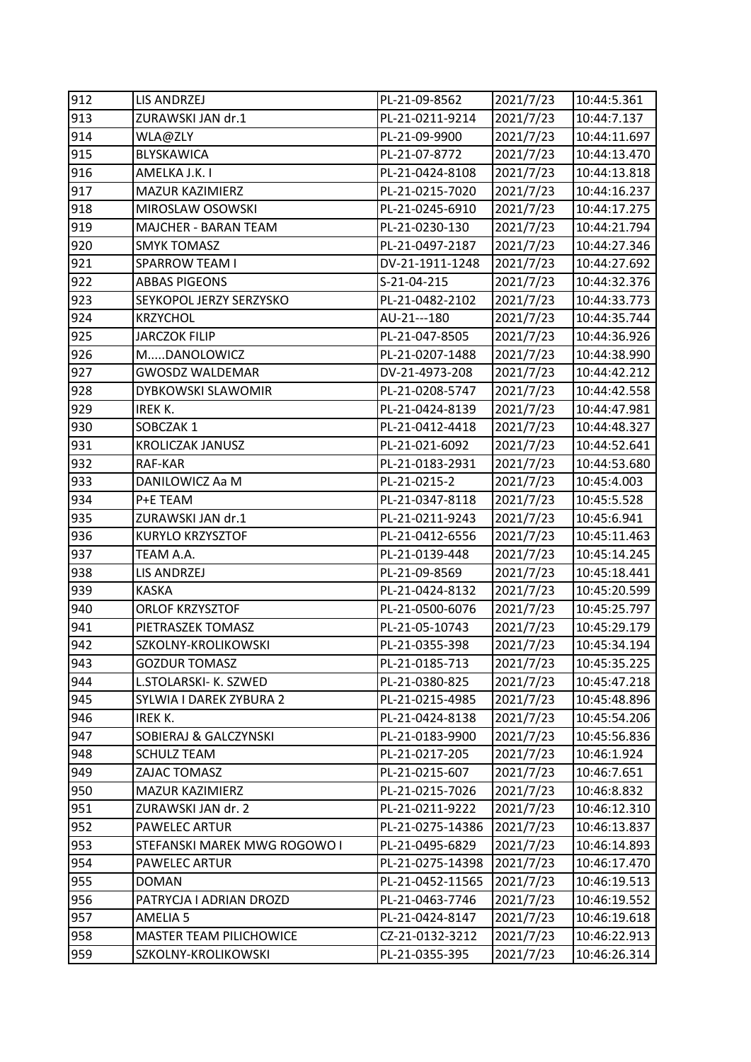| 912 | LIS ANDRZEJ | PL-21-09-8562 | 2021/7/23 | 10:44:5.361 |
|---|---|---|---|---|
| 913 | ZURAWSKI JAN dr.1 | PL-21-0211-9214 | 2021/7/23 | 10:44:7.137 |
| 914 | WLA@ZLY | PL-21-09-9900 | 2021/7/23 | 10:44:11.697 |
| 915 | BLYSKAWICA | PL-21-07-8772 | 2021/7/23 | 10:44:13.470 |
| 916 | AMELKA J.K. I | PL-21-0424-8108 | 2021/7/23 | 10:44:13.818 |
| 917 | MAZUR KAZIMIERZ | PL-21-0215-7020 | 2021/7/23 | 10:44:16.237 |
| 918 | MIROSLAW OSOWSKI | PL-21-0245-6910 | 2021/7/23 | 10:44:17.275 |
| 919 | MAJCHER - BARAN TEAM | PL-21-0230-130 | 2021/7/23 | 10:44:21.794 |
| 920 | SMYK TOMASZ | PL-21-0497-2187 | 2021/7/23 | 10:44:27.346 |
| 921 | SPARROW TEAM I | DV-21-1911-1248 | 2021/7/23 | 10:44:27.692 |
| 922 | ABBAS PIGEONS | S-21-04-215 | 2021/7/23 | 10:44:32.376 |
| 923 | SEYKOPOL JERZY SERZYSKO | PL-21-0482-2102 | 2021/7/23 | 10:44:33.773 |
| 924 | KRZYCHOL | AU-21---180 | 2021/7/23 | 10:44:35.744 |
| 925 | JARCZOK FILIP | PL-21-047-8505 | 2021/7/23 | 10:44:36.926 |
| 926 | M.....DANOLOWICZ | PL-21-0207-1488 | 2021/7/23 | 10:44:38.990 |
| 927 | GWOSDZ WALDEMAR | DV-21-4973-208 | 2021/7/23 | 10:44:42.212 |
| 928 | DYBKOWSKI SLAWOMIR | PL-21-0208-5747 | 2021/7/23 | 10:44:42.558 |
| 929 | IREK K. | PL-21-0424-8139 | 2021/7/23 | 10:44:47.981 |
| 930 | SOBCZAK 1 | PL-21-0412-4418 | 2021/7/23 | 10:44:48.327 |
| 931 | KROLICZAK JANUSZ | PL-21-021-6092 | 2021/7/23 | 10:44:52.641 |
| 932 | RAF-KAR | PL-21-0183-2931 | 2021/7/23 | 10:44:53.680 |
| 933 | DANILOWICZ Aa M | PL-21-0215-2 | 2021/7/23 | 10:45:4.003 |
| 934 | P+E TEAM | PL-21-0347-8118 | 2021/7/23 | 10:45:5.528 |
| 935 | ZURAWSKI JAN dr.1 | PL-21-0211-9243 | 2021/7/23 | 10:45:6.941 |
| 936 | KURYLO KRZYSZTOF | PL-21-0412-6556 | 2021/7/23 | 10:45:11.463 |
| 937 | TEAM A.A. | PL-21-0139-448 | 2021/7/23 | 10:45:14.245 |
| 938 | LIS ANDRZEJ | PL-21-09-8569 | 2021/7/23 | 10:45:18.441 |
| 939 | KASKA | PL-21-0424-8132 | 2021/7/23 | 10:45:20.599 |
| 940 | ORLOF KRZYSZTOF | PL-21-0500-6076 | 2021/7/23 | 10:45:25.797 |
| 941 | PIETRASZEK TOMASZ | PL-21-05-10743 | 2021/7/23 | 10:45:29.179 |
| 942 | SZKOLNY-KROLIKOWSKI | PL-21-0355-398 | 2021/7/23 | 10:45:34.194 |
| 943 | GOZDUR TOMASZ | PL-21-0185-713 | 2021/7/23 | 10:45:35.225 |
| 944 | L.STOLARSKI- K. SZWED | PL-21-0380-825 | 2021/7/23 | 10:45:47.218 |
| 945 | SYLWIA I DAREK ZYBURA 2 | PL-21-0215-4985 | 2021/7/23 | 10:45:48.896 |
| 946 | IREK K. | PL-21-0424-8138 | 2021/7/23 | 10:45:54.206 |
| 947 | SOBIERAJ & GALCZYNSKI | PL-21-0183-9900 | 2021/7/23 | 10:45:56.836 |
| 948 | SCHULZ TEAM | PL-21-0217-205 | 2021/7/23 | 10:46:1.924 |
| 949 | ZAJAC TOMASZ | PL-21-0215-607 | 2021/7/23 | 10:46:7.651 |
| 950 | MAZUR KAZIMIERZ | PL-21-0215-7026 | 2021/7/23 | 10:46:8.832 |
| 951 | ZURAWSKI JAN dr. 2 | PL-21-0211-9222 | 2021/7/23 | 10:46:12.310 |
| 952 | PAWELEC ARTUR | PL-21-0275-14386 | 2021/7/23 | 10:46:13.837 |
| 953 | STEFANSKI MAREK MWG ROGOWO I | PL-21-0495-6829 | 2021/7/23 | 10:46:14.893 |
| 954 | PAWELEC ARTUR | PL-21-0275-14398 | 2021/7/23 | 10:46:17.470 |
| 955 | DOMAN | PL-21-0452-11565 | 2021/7/23 | 10:46:19.513 |
| 956 | PATRYCJA I ADRIAN DROZD | PL-21-0463-7746 | 2021/7/23 | 10:46:19.552 |
| 957 | AMELIA 5 | PL-21-0424-8147 | 2021/7/23 | 10:46:19.618 |
| 958 | MASTER TEAM PILICHOWICE | CZ-21-0132-3212 | 2021/7/23 | 10:46:22.913 |
| 959 | SZKOLNY-KROLIKOWSKI | PL-21-0355-395 | 2021/7/23 | 10:46:26.314 |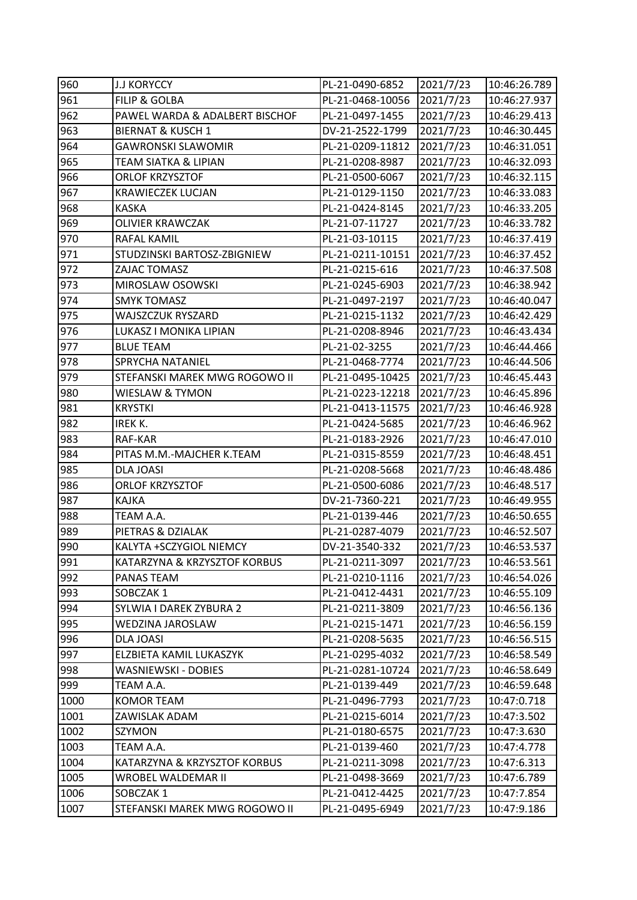| 960 | J.J KORYCCY | PL-21-0490-6852 | 2021/7/23 | 10:46:26.789 |
|---|---|---|---|---|
| 961 | FILIP & GOLBA | PL-21-0468-10056 | 2021/7/23 | 10:46:27.937 |
| 962 | PAWEL WARDA & ADALBERT BISCHOF | PL-21-0497-1455 | 2021/7/23 | 10:46:29.413 |
| 963 | BIERNAT & KUSCH 1 | DV-21-2522-1799 | 2021/7/23 | 10:46:30.445 |
| 964 | GAWRONSKI SLAWOMIR | PL-21-0209-11812 | 2021/7/23 | 10:46:31.051 |
| 965 | TEAM SIATKA & LIPIAN | PL-21-0208-8987 | 2021/7/23 | 10:46:32.093 |
| 966 | ORLOF KRZYSZTOF | PL-21-0500-6067 | 2021/7/23 | 10:46:32.115 |
| 967 | KRAWIECZEK LUCJAN | PL-21-0129-1150 | 2021/7/23 | 10:46:33.083 |
| 968 | KASKA | PL-21-0424-8145 | 2021/7/23 | 10:46:33.205 |
| 969 | OLIVIER KRAWCZAK | PL-21-07-11727 | 2021/7/23 | 10:46:33.782 |
| 970 | RAFAL KAMIL | PL-21-03-10115 | 2021/7/23 | 10:46:37.419 |
| 971 | STUDZINSKI BARTOSZ-ZBIGNIEW | PL-21-0211-10151 | 2021/7/23 | 10:46:37.452 |
| 972 | ZAJAC TOMASZ | PL-21-0215-616 | 2021/7/23 | 10:46:37.508 |
| 973 | MIROSLAW OSOWSKI | PL-21-0245-6903 | 2021/7/23 | 10:46:38.942 |
| 974 | SMYK TOMASZ | PL-21-0497-2197 | 2021/7/23 | 10:46:40.047 |
| 975 | WAJSZCZUK RYSZARD | PL-21-0215-1132 | 2021/7/23 | 10:46:42.429 |
| 976 | LUKASZ I MONIKA LIPIAN | PL-21-0208-8946 | 2021/7/23 | 10:46:43.434 |
| 977 | BLUE TEAM | PL-21-02-3255 | 2021/7/23 | 10:46:44.466 |
| 978 | SPRYCHA NATANIEL | PL-21-0468-7774 | 2021/7/23 | 10:46:44.506 |
| 979 | STEFANSKI MAREK MWG ROGOWO II | PL-21-0495-10425 | 2021/7/23 | 10:46:45.443 |
| 980 | WIESLAW & TYMON | PL-21-0223-12218 | 2021/7/23 | 10:46:45.896 |
| 981 | KRYSTKI | PL-21-0413-11575 | 2021/7/23 | 10:46:46.928 |
| 982 | IREK K. | PL-21-0424-5685 | 2021/7/23 | 10:46:46.962 |
| 983 | RAF-KAR | PL-21-0183-2926 | 2021/7/23 | 10:46:47.010 |
| 984 | PITAS M.M.-MAJCHER K.TEAM | PL-21-0315-8559 | 2021/7/23 | 10:46:48.451 |
| 985 | DLA JOASI | PL-21-0208-5668 | 2021/7/23 | 10:46:48.486 |
| 986 | ORLOF KRZYSZTOF | PL-21-0500-6086 | 2021/7/23 | 10:46:48.517 |
| 987 | KAJKA | DV-21-7360-221 | 2021/7/23 | 10:46:49.955 |
| 988 | TEAM A.A. | PL-21-0139-446 | 2021/7/23 | 10:46:50.655 |
| 989 | PIETRAS & DZIALAK | PL-21-0287-4079 | 2021/7/23 | 10:46:52.507 |
| 990 | KALYTA +SCZYGIOL NIEMCY | DV-21-3540-332 | 2021/7/23 | 10:46:53.537 |
| 991 | KATARZYNA & KRZYSZTOF KORBUS | PL-21-0211-3097 | 2021/7/23 | 10:46:53.561 |
| 992 | PANAS TEAM | PL-21-0210-1116 | 2021/7/23 | 10:46:54.026 |
| 993 | SOBCZAK 1 | PL-21-0412-4431 | 2021/7/23 | 10:46:55.109 |
| 994 | SYLWIA I DAREK ZYBURA 2 | PL-21-0211-3809 | 2021/7/23 | 10:46:56.136 |
| 995 | WEDZINA JAROSLAW | PL-21-0215-1471 | 2021/7/23 | 10:46:56.159 |
| 996 | DLA JOASI | PL-21-0208-5635 | 2021/7/23 | 10:46:56.515 |
| 997 | ELZBIETA KAMIL LUKASZYK | PL-21-0295-4032 | 2021/7/23 | 10:46:58.549 |
| 998 | WASNIEWSKI - DOBIES | PL-21-0281-10724 | 2021/7/23 | 10:46:58.649 |
| 999 | TEAM A.A. | PL-21-0139-449 | 2021/7/23 | 10:46:59.648 |
| 1000 | KOMOR TEAM | PL-21-0496-7793 | 2021/7/23 | 10:47:0.718 |
| 1001 | ZAWISLAK ADAM | PL-21-0215-6014 | 2021/7/23 | 10:47:3.502 |
| 1002 | SZYMON | PL-21-0180-6575 | 2021/7/23 | 10:47:3.630 |
| 1003 | TEAM A.A. | PL-21-0139-460 | 2021/7/23 | 10:47:4.778 |
| 1004 | KATARZYNA & KRZYSZTOF KORBUS | PL-21-0211-3098 | 2021/7/23 | 10:47:6.313 |
| 1005 | WROBEL WALDEMAR II | PL-21-0498-3669 | 2021/7/23 | 10:47:6.789 |
| 1006 | SOBCZAK 1 | PL-21-0412-4425 | 2021/7/23 | 10:47:7.854 |
| 1007 | STEFANSKI MAREK MWG ROGOWO II | PL-21-0495-6949 | 2021/7/23 | 10:47:9.186 |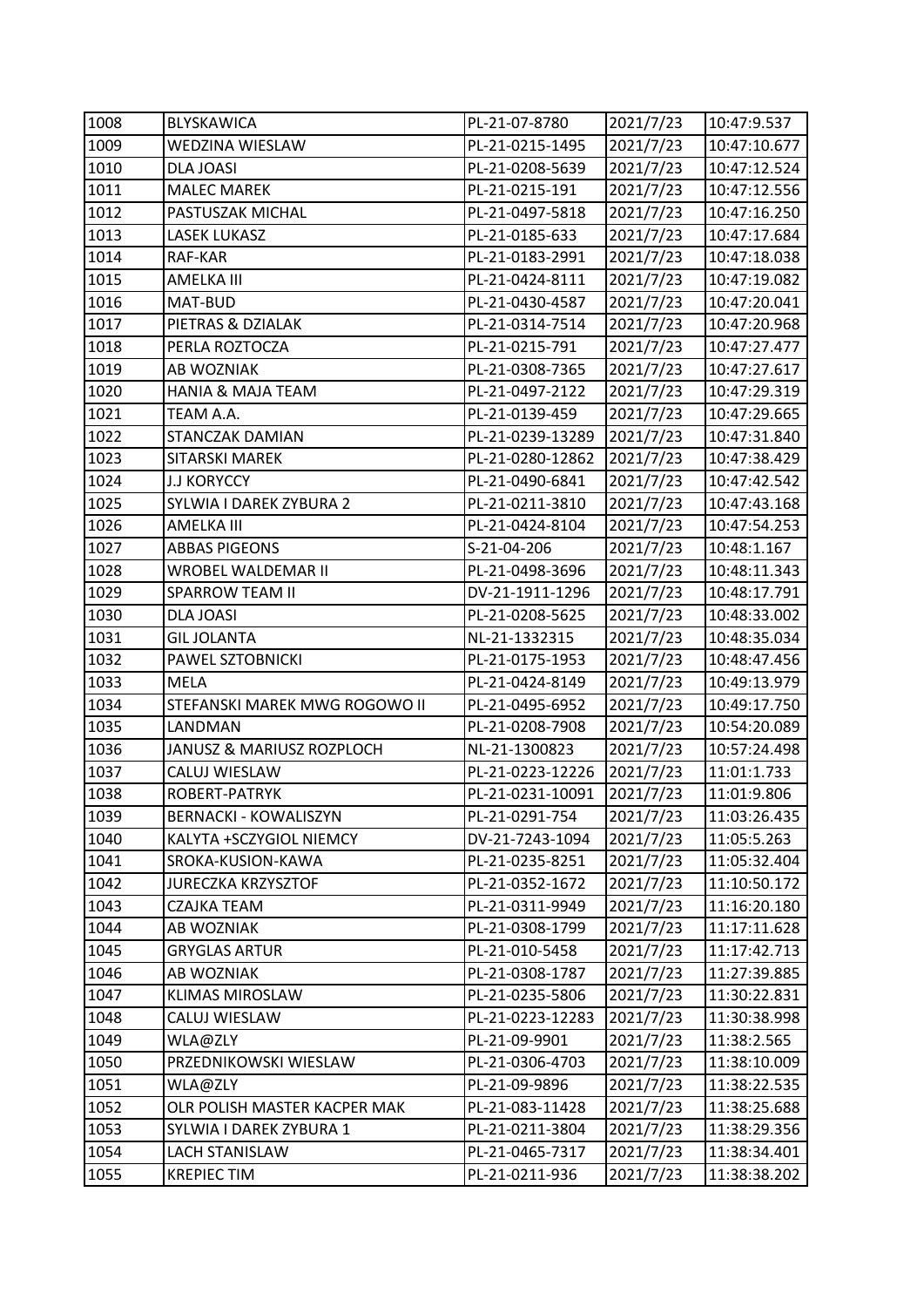| 1008 | BLYSKAWICA | PL-21-07-8780 | 2021/7/23 | 10:47:9.537 |
|---|---|---|---|---|
| 1009 | WEDZINA WIESLAW | PL-21-0215-1495 | 2021/7/23 | 10:47:10.677 |
| 1010 | DLA JOASI | PL-21-0208-5639 | 2021/7/23 | 10:47:12.524 |
| 1011 | MALEC MAREK | PL-21-0215-191 | 2021/7/23 | 10:47:12.556 |
| 1012 | PASTUSZAK MICHAL | PL-21-0497-5818 | 2021/7/23 | 10:47:16.250 |
| 1013 | LASEK LUKASZ | PL-21-0185-633 | 2021/7/23 | 10:47:17.684 |
| 1014 | RAF-KAR | PL-21-0183-2991 | 2021/7/23 | 10:47:18.038 |
| 1015 | AMELKA III | PL-21-0424-8111 | 2021/7/23 | 10:47:19.082 |
| 1016 | MAT-BUD | PL-21-0430-4587 | 2021/7/23 | 10:47:20.041 |
| 1017 | PIETRAS & DZIALAK | PL-21-0314-7514 | 2021/7/23 | 10:47:20.968 |
| 1018 | PERLA ROZTOCZA | PL-21-0215-791 | 2021/7/23 | 10:47:27.477 |
| 1019 | AB WOZNIAK | PL-21-0308-7365 | 2021/7/23 | 10:47:27.617 |
| 1020 | HANIA & MAJA TEAM | PL-21-0497-2122 | 2021/7/23 | 10:47:29.319 |
| 1021 | TEAM A.A. | PL-21-0139-459 | 2021/7/23 | 10:47:29.665 |
| 1022 | STANCZAK DAMIAN | PL-21-0239-13289 | 2021/7/23 | 10:47:31.840 |
| 1023 | SITARSKI MAREK | PL-21-0280-12862 | 2021/7/23 | 10:47:38.429 |
| 1024 | J.J KORYCCY | PL-21-0490-6841 | 2021/7/23 | 10:47:42.542 |
| 1025 | SYLWIA I DAREK ZYBURA 2 | PL-21-0211-3810 | 2021/7/23 | 10:47:43.168 |
| 1026 | AMELKA III | PL-21-0424-8104 | 2021/7/23 | 10:47:54.253 |
| 1027 | ABBAS PIGEONS | S-21-04-206 | 2021/7/23 | 10:48:1.167 |
| 1028 | WROBEL WALDEMAR II | PL-21-0498-3696 | 2021/7/23 | 10:48:11.343 |
| 1029 | SPARROW TEAM II | DV-21-1911-1296 | 2021/7/23 | 10:48:17.791 |
| 1030 | DLA JOASI | PL-21-0208-5625 | 2021/7/23 | 10:48:33.002 |
| 1031 | GIL JOLANTA | NL-21-1332315 | 2021/7/23 | 10:48:35.034 |
| 1032 | PAWEL SZTOBNICKI | PL-21-0175-1953 | 2021/7/23 | 10:48:47.456 |
| 1033 | MELA | PL-21-0424-8149 | 2021/7/23 | 10:49:13.979 |
| 1034 | STEFANSKI MAREK MWG ROGOWO II | PL-21-0495-6952 | 2021/7/23 | 10:49:17.750 |
| 1035 | LANDMAN | PL-21-0208-7908 | 2021/7/23 | 10:54:20.089 |
| 1036 | JANUSZ & MARIUSZ ROZPLOCH | NL-21-1300823 | 2021/7/23 | 10:57:24.498 |
| 1037 | CALUJ WIESLAW | PL-21-0223-12226 | 2021/7/23 | 11:01:1.733 |
| 1038 | ROBERT-PATRYK | PL-21-0231-10091 | 2021/7/23 | 11:01:9.806 |
| 1039 | BERNACKI - KOWALISZYN | PL-21-0291-754 | 2021/7/23 | 11:03:26.435 |
| 1040 | KALYTA +SCZYGIOL NIEMCY | DV-21-7243-1094 | 2021/7/23 | 11:05:5.263 |
| 1041 | SROKA-KUSION-KAWA | PL-21-0235-8251 | 2021/7/23 | 11:05:32.404 |
| 1042 | JURECZKA KRZYSZTOF | PL-21-0352-1672 | 2021/7/23 | 11:10:50.172 |
| 1043 | CZAJKA TEAM | PL-21-0311-9949 | 2021/7/23 | 11:16:20.180 |
| 1044 | AB WOZNIAK | PL-21-0308-1799 | 2021/7/23 | 11:17:11.628 |
| 1045 | GRYGLAS ARTUR | PL-21-010-5458 | 2021/7/23 | 11:17:42.713 |
| 1046 | AB WOZNIAK | PL-21-0308-1787 | 2021/7/23 | 11:27:39.885 |
| 1047 | KLIMAS MIROSLAW | PL-21-0235-5806 | 2021/7/23 | 11:30:22.831 |
| 1048 | CALUJ WIESLAW | PL-21-0223-12283 | 2021/7/23 | 11:30:38.998 |
| 1049 | WLA@ZLY | PL-21-09-9901 | 2021/7/23 | 11:38:2.565 |
| 1050 | PRZEDNIKOWSKI WIESLAW | PL-21-0306-4703 | 2021/7/23 | 11:38:10.009 |
| 1051 | WLA@ZLY | PL-21-09-9896 | 2021/7/23 | 11:38:22.535 |
| 1052 | OLR POLISH MASTER KACPER MAK | PL-21-083-11428 | 2021/7/23 | 11:38:25.688 |
| 1053 | SYLWIA I DAREK ZYBURA 1 | PL-21-0211-3804 | 2021/7/23 | 11:38:29.356 |
| 1054 | LACH STANISLAW | PL-21-0465-7317 | 2021/7/23 | 11:38:34.401 |
| 1055 | KREPIEC TIM | PL-21-0211-936 | 2021/7/23 | 11:38:38.202 |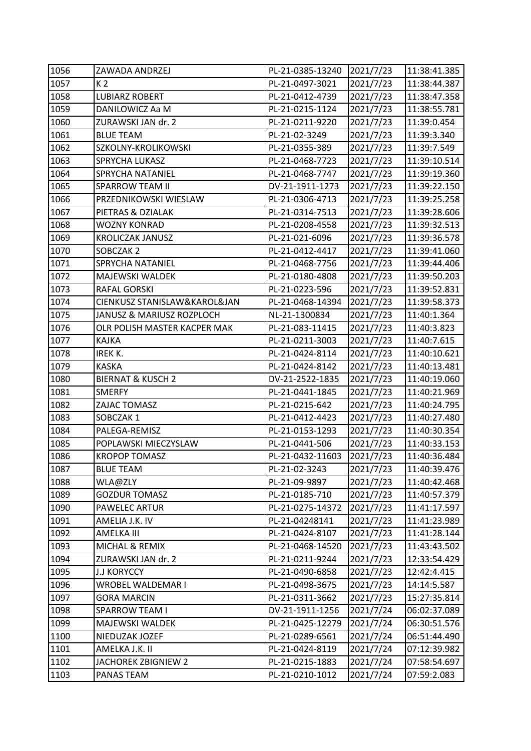| 1056 | ZAWADA ANDRZEJ | PL-21-0385-13240 | 2021/7/23 | 11:38:41.385 |
|---|---|---|---|---|
| 1057 | K 2 | PL-21-0497-3021 | 2021/7/23 | 11:38:44.387 |
| 1058 | LUBIARZ ROBERT | PL-21-0412-4739 | 2021/7/23 | 11:38:47.358 |
| 1059 | DANILOWICZ Aa M | PL-21-0215-1124 | 2021/7/23 | 11:38:55.781 |
| 1060 | ZURAWSKI JAN dr. 2 | PL-21-0211-9220 | 2021/7/23 | 11:39:0.454 |
| 1061 | BLUE TEAM | PL-21-02-3249 | 2021/7/23 | 11:39:3.340 |
| 1062 | SZKOLNY-KROLIKOWSKI | PL-21-0355-389 | 2021/7/23 | 11:39:7.549 |
| 1063 | SPRYCHA LUKASZ | PL-21-0468-7723 | 2021/7/23 | 11:39:10.514 |
| 1064 | SPRYCHA NATANIEL | PL-21-0468-7747 | 2021/7/23 | 11:39:19.360 |
| 1065 | SPARROW TEAM II | DV-21-1911-1273 | 2021/7/23 | 11:39:22.150 |
| 1066 | PRZEDNIKOWSKI WIESLAW | PL-21-0306-4713 | 2021/7/23 | 11:39:25.258 |
| 1067 | PIETRAS & DZIALAK | PL-21-0314-7513 | 2021/7/23 | 11:39:28.606 |
| 1068 | WOZNY KONRAD | PL-21-0208-4558 | 2021/7/23 | 11:39:32.513 |
| 1069 | KROLICZAK JANUSZ | PL-21-021-6096 | 2021/7/23 | 11:39:36.578 |
| 1070 | SOBCZAK 2 | PL-21-0412-4417 | 2021/7/23 | 11:39:41.060 |
| 1071 | SPRYCHA NATANIEL | PL-21-0468-7756 | 2021/7/23 | 11:39:44.406 |
| 1072 | MAJEWSKI WALDEK | PL-21-0180-4808 | 2021/7/23 | 11:39:50.203 |
| 1073 | RAFAL GORSKI | PL-21-0223-596 | 2021/7/23 | 11:39:52.831 |
| 1074 | CIENKUSZ STANISLAW&KAROL&JAN | PL-21-0468-14394 | 2021/7/23 | 11:39:58.373 |
| 1075 | JANUSZ & MARIUSZ ROZPLOCH | NL-21-1300834 | 2021/7/23 | 11:40:1.364 |
| 1076 | OLR POLISH MASTER KACPER MAK | PL-21-083-11415 | 2021/7/23 | 11:40:3.823 |
| 1077 | KAJKA | PL-21-0211-3003 | 2021/7/23 | 11:40:7.615 |
| 1078 | IREK K. | PL-21-0424-8114 | 2021/7/23 | 11:40:10.621 |
| 1079 | KASKA | PL-21-0424-8142 | 2021/7/23 | 11:40:13.481 |
| 1080 | BIERNAT & KUSCH 2 | DV-21-2522-1835 | 2021/7/23 | 11:40:19.060 |
| 1081 | SMERFY | PL-21-0441-1845 | 2021/7/23 | 11:40:21.969 |
| 1082 | ZAJAC TOMASZ | PL-21-0215-642 | 2021/7/23 | 11:40:24.795 |
| 1083 | SOBCZAK 1 | PL-21-0412-4423 | 2021/7/23 | 11:40:27.480 |
| 1084 | PALEGA-REMISZ | PL-21-0153-1293 | 2021/7/23 | 11:40:30.354 |
| 1085 | POPLAWSKI MIECZYSLAW | PL-21-0441-506 | 2021/7/23 | 11:40:33.153 |
| 1086 | KROPOP TOMASZ | PL-21-0432-11603 | 2021/7/23 | 11:40:36.484 |
| 1087 | BLUE TEAM | PL-21-02-3243 | 2021/7/23 | 11:40:39.476 |
| 1088 | WLA@ZLY | PL-21-09-9897 | 2021/7/23 | 11:40:42.468 |
| 1089 | GOZDUR TOMASZ | PL-21-0185-710 | 2021/7/23 | 11:40:57.379 |
| 1090 | PAWELEC ARTUR | PL-21-0275-14372 | 2021/7/23 | 11:41:17.597 |
| 1091 | AMELIA J.K. IV | PL-21-04248141 | 2021/7/23 | 11:41:23.989 |
| 1092 | AMELKA III | PL-21-0424-8107 | 2021/7/23 | 11:41:28.144 |
| 1093 | MICHAL & REMIX | PL-21-0468-14520 | 2021/7/23 | 11:43:43.502 |
| 1094 | ZURAWSKI JAN dr. 2 | PL-21-0211-9244 | 2021/7/23 | 12:33:54.429 |
| 1095 | J.J KORYCCY | PL-21-0490-6858 | 2021/7/23 | 12:42:4.415 |
| 1096 | WROBEL WALDEMAR I | PL-21-0498-3675 | 2021/7/23 | 14:14:5.587 |
| 1097 | GORA MARCIN | PL-21-0311-3662 | 2021/7/23 | 15:27:35.814 |
| 1098 | SPARROW TEAM I | DV-21-1911-1256 | 2021/7/24 | 06:02:37.089 |
| 1099 | MAJEWSKI WALDEK | PL-21-0425-12279 | 2021/7/24 | 06:30:51.576 |
| 1100 | NIEDUZAK JOZEF | PL-21-0289-6561 | 2021/7/24 | 06:51:44.490 |
| 1101 | AMELKA J.K. II | PL-21-0424-8119 | 2021/7/24 | 07:12:39.982 |
| 1102 | JACHOREK ZBIGNIEW 2 | PL-21-0215-1883 | 2021/7/24 | 07:58:54.697 |
| 1103 | PANAS TEAM | PL-21-0210-1012 | 2021/7/24 | 07:59:2.083 |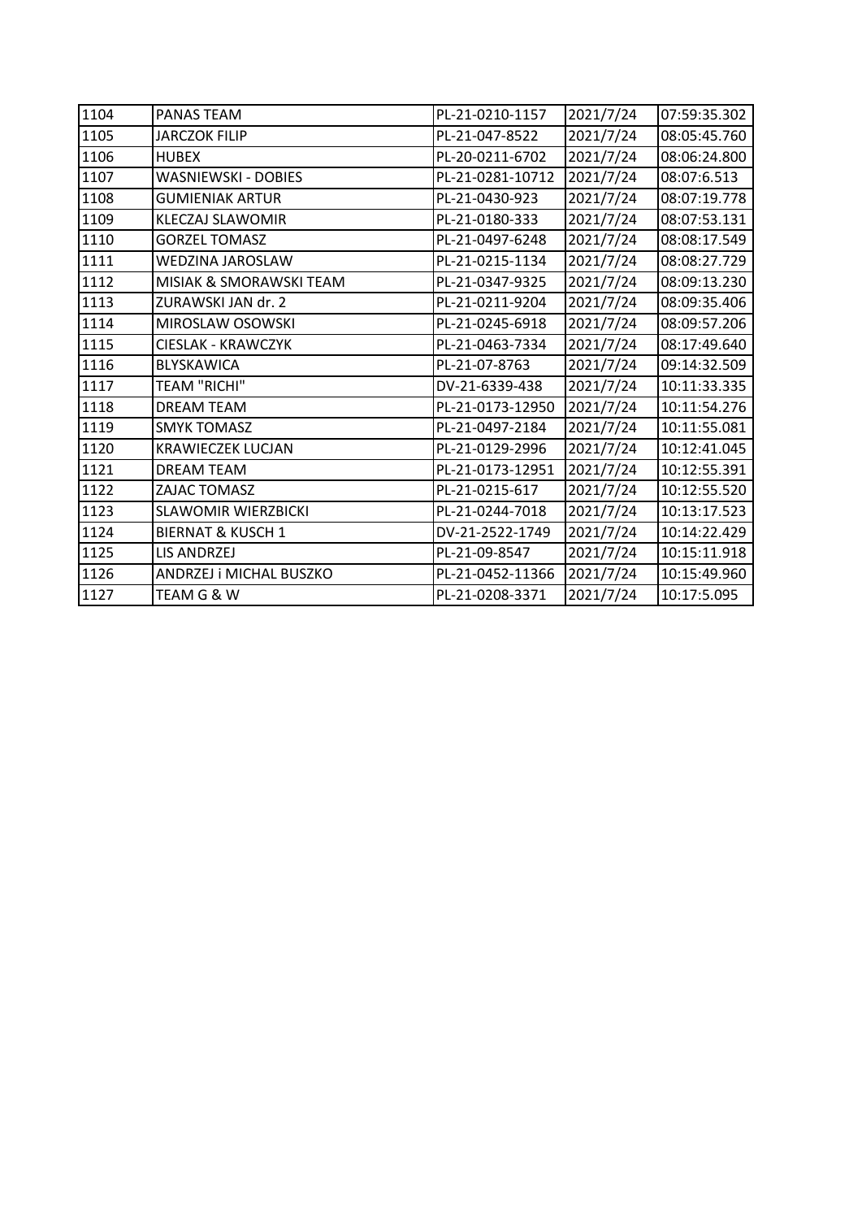| | | | | |
|---|---|---|---|---|
| 1104 | PANAS TEAM | PL-21-0210-1157 | 2021/7/24 | 07:59:35.302 |
| 1105 | JARCZOK FILIP | PL-21-047-8522 | 2021/7/24 | 08:05:45.760 |
| 1106 | HUBEX | PL-20-0211-6702 | 2021/7/24 | 08:06:24.800 |
| 1107 | WASNIEWSKI - DOBIES | PL-21-0281-10712 | 2021/7/24 | 08:07:6.513 |
| 1108 | GUMIENIAK ARTUR | PL-21-0430-923 | 2021/7/24 | 08:07:19.778 |
| 1109 | KLECZAJ SLAWOMIR | PL-21-0180-333 | 2021/7/24 | 08:07:53.131 |
| 1110 | GORZEL TOMASZ | PL-21-0497-6248 | 2021/7/24 | 08:08:17.549 |
| 1111 | WEDZINA JAROSLAW | PL-21-0215-1134 | 2021/7/24 | 08:08:27.729 |
| 1112 | MISIAK & SMORAWSKI TEAM | PL-21-0347-9325 | 2021/7/24 | 08:09:13.230 |
| 1113 | ZURAWSKI JAN dr. 2 | PL-21-0211-9204 | 2021/7/24 | 08:09:35.406 |
| 1114 | MIROSLAW OSOWSKI | PL-21-0245-6918 | 2021/7/24 | 08:09:57.206 |
| 1115 | CIESLAK - KRAWCZYK | PL-21-0463-7334 | 2021/7/24 | 08:17:49.640 |
| 1116 | BLYSKAWICA | PL-21-07-8763 | 2021/7/24 | 09:14:32.509 |
| 1117 | TEAM "RICHI" | DV-21-6339-438 | 2021/7/24 | 10:11:33.335 |
| 1118 | DREAM TEAM | PL-21-0173-12950 | 2021/7/24 | 10:11:54.276 |
| 1119 | SMYK TOMASZ | PL-21-0497-2184 | 2021/7/24 | 10:11:55.081 |
| 1120 | KRAWIECZEK LUCJAN | PL-21-0129-2996 | 2021/7/24 | 10:12:41.045 |
| 1121 | DREAM TEAM | PL-21-0173-12951 | 2021/7/24 | 10:12:55.391 |
| 1122 | ZAJAC TOMASZ | PL-21-0215-617 | 2021/7/24 | 10:12:55.520 |
| 1123 | SLAWOMIR WIERZBICKI | PL-21-0244-7018 | 2021/7/24 | 10:13:17.523 |
| 1124 | BIERNAT & KUSCH 1 | DV-21-2522-1749 | 2021/7/24 | 10:14:22.429 |
| 1125 | LIS ANDRZEJ | PL-21-09-8547 | 2021/7/24 | 10:15:11.918 |
| 1126 | ANDRZEJ i MICHAL BUSZKO | PL-21-0452-11366 | 2021/7/24 | 10:15:49.960 |
| 1127 | TEAM G & W | PL-21-0208-3371 | 2021/7/24 | 10:17:5.095 |